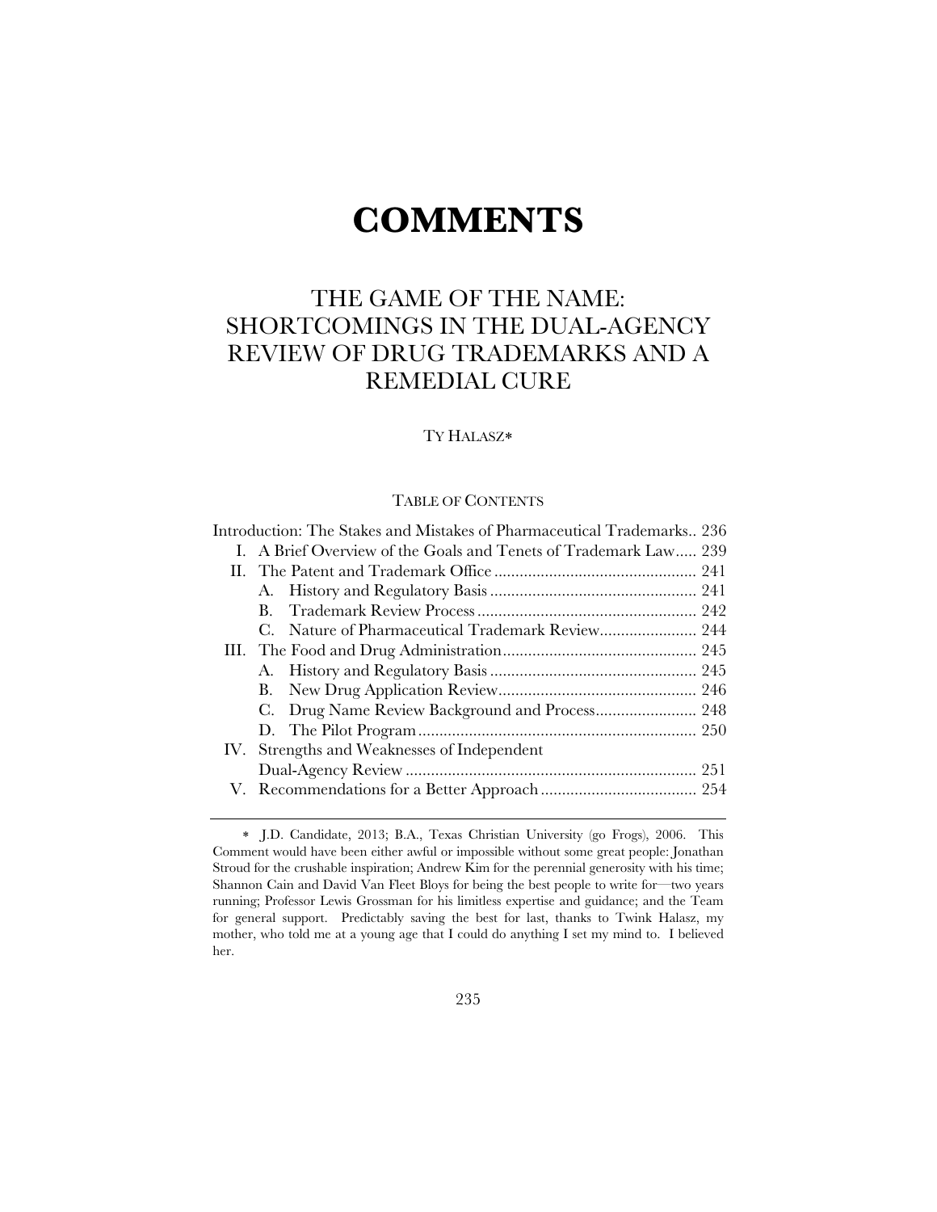# COMMENTS

## THE GAME OF THE NAME: SHORTCOMINGS IN THE DUAL-AGENCY REVIEW OF DRUG TRADEMARKS AND A REMEDIAL CURE

TY HALASZ*

TABLE OF CONTENTS

Introduction: The Stakes and Mistakes of Pharmaceutical Trademarks.. 236

I. A Brief Overview of the Goals and Tenets of Trademark Law..... 239

II. The Patent and Trademark Office ................................................ 241

  A. History and Regulatory Basis ................................................ 241

  B. Trademark Review Process .................................................... 242

  C. Nature of Pharmaceutical Trademark Review....................... 244

III. The Food and Drug Administration............................................. 245

  A. History and Regulatory Basis ................................................ 245

  B. New Drug Application Review.............................................. 246

  C. Drug Name Review Background and Process........................ 248

  D. The Pilot Program.................................................................. 250

IV. Strengths and Weaknesses of Independent Dual-Agency Review ..................................................................... 251

V. Recommendations for a Better Approach ..................................... 254

---

* J.D. Candidate, 2013; B.A., Texas Christian University (go Frogs), 2006. This Comment would have been either awful or impossible without some great people: Jonathan Stroud for the crushable inspiration; Andrew Kim for the perennial generosity with his time; Shannon Cain and David Van Fleet Bloys for being the best people to write for—two years running; Professor Lewis Grossman for his limitless expertise and guidance; and the Team for general support. Predictably saving the best for last, thanks to Twink Halasz, my mother, who told me at a young age that I could do anything I set my mind to. I believed her.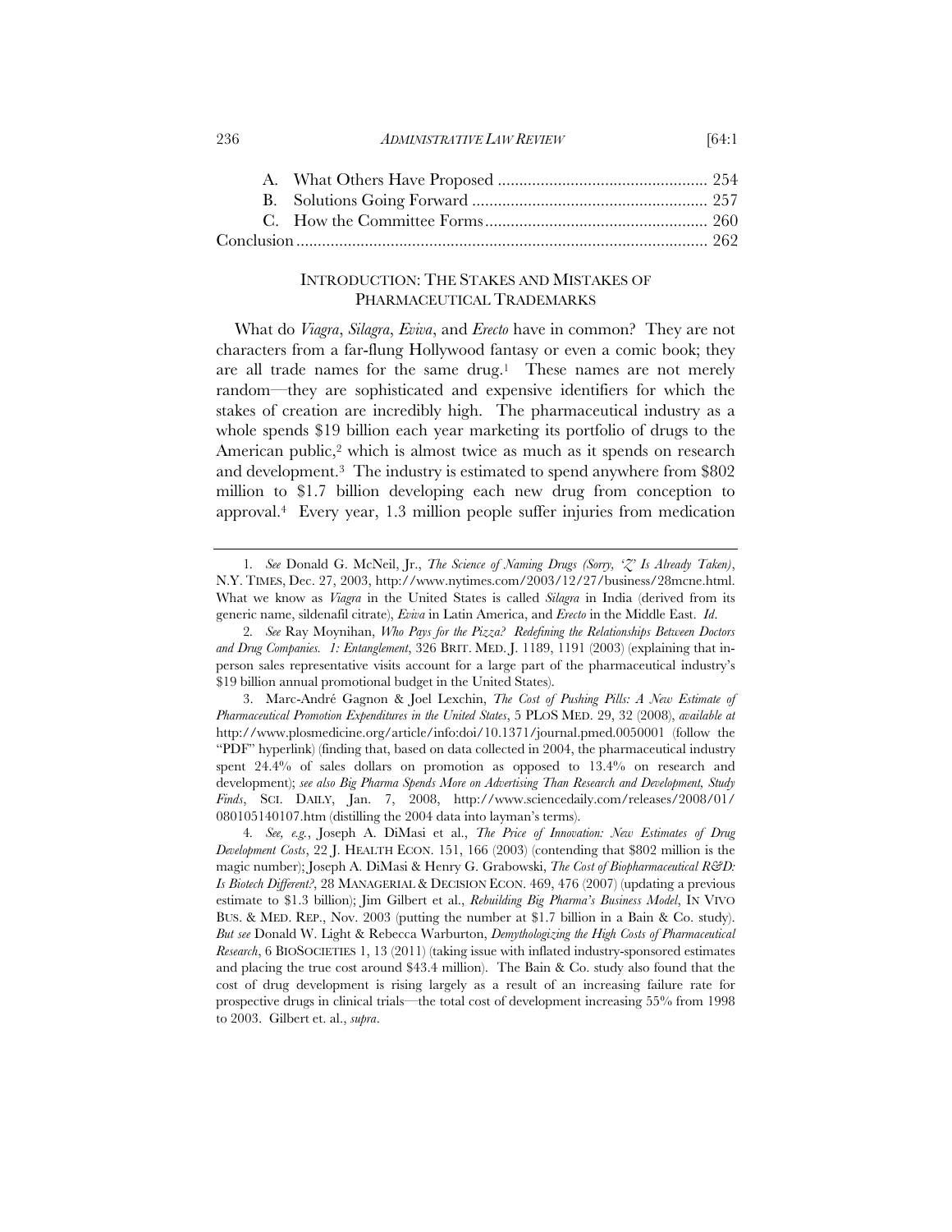A. What Others Have Proposed ................................................ 254
B. Solutions Going Forward ...................................................... 257
C. How the Committee Forms.................................................. 260
Conclusion............................................................................................ 262

## INTRODUCTION: THE STAKES AND MISTAKES OF PHARMACEUTICAL TRADEMARKS

What do *Viagra*, *Silagra*, *Eviva*, and *Erecto* have in common? They are not characters from a far-flung Hollywood fantasy or even a comic book; they are all trade names for the same drug.[1] These names are not merely random—they are sophisticated and expensive identifiers for which the stakes of creation are incredibly high. The pharmaceutical industry as a whole spends $19 billion each year marketing its portfolio of drugs to the American public,[2] which is almost twice as much as it spends on research and development.[3] The industry is estimated to spend anywhere from $802 million to $1.7 billion developing each new drug from conception to approval.[4] Every year, 1.3 million people suffer injuries from medication

---

1. *See* Donald G. McNeil, Jr., *The Science of Naming Drugs (Sorry, 'Z' Is Already Taken)*, N.Y. TIMES, Dec. 27, 2003, http://www.nytimes.com/2003/12/27/business/28mcne.html. What we know as *Viagra* in the United States is called *Silagra* in India (derived from its generic name, sildenafil citrate), *Eviva* in Latin America, and *Erecto* in the Middle East. *Id*.

2. *See* Ray Moynihan, *Who Pays for the Pizza? Redefining the Relationships Between Doctors and Drug Companies. 1: Entanglement*, 326 BRIT. MED. J. 1189, 1191 (2003) (explaining that in-person sales representative visits account for a large part of the pharmaceutical industry's $19 billion annual promotional budget in the United States).

3. Marc-André Gagnon & Joel Lexchin, *The Cost of Pushing Pills: A New Estimate of Pharmaceutical Promotion Expenditures in the United States*, 5 PLOS MED. 29, 32 (2008), *available at* http://www.plosmedicine.org/article/info:doi/10.1371/journal.pmed.0050001 (follow the "PDF" hyperlink) (finding that, based on data collected in 2004, the pharmaceutical industry spent 24.4% of sales dollars on promotion as opposed to 13.4% on research and development); *see also Big Pharma Spends More on Advertising Than Research and Development, Study Finds*, SCI. DAILY, Jan. 7, 2008, http://www.sciencedaily.com/releases/2008/01/080105140107.htm (distilling the 2004 data into layman's terms).

4. *See, e.g.*, Joseph A. DiMasi et al., *The Price of Innovation: New Estimates of Drug Development Costs*, 22 J. HEALTH ECON. 151, 166 (2003) (contending that $802 million is the magic number); Joseph A. DiMasi & Henry G. Grabowski, *The Cost of Biopharmaceutical R&D: Is Biotech Different?*, 28 MANAGERIAL & DECISION ECON. 469, 476 (2007) (updating a previous estimate to $1.3 billion); Jim Gilbert et al., *Rebuilding Big Pharma's Business Model*, IN VIVO BUS. & MED. REP., Nov. 2003 (putting the number at $1.7 billion in a Bain & Co. study). *But see* Donald W. Light & Rebecca Warburton, *Demythologizing the High Costs of Pharmaceutical Research*, 6 BIOSOCIETIES 1, 13 (2011) (taking issue with inflated industry-sponsored estimates and placing the true cost around $43.4 million). The Bain & Co. study also found that the cost of drug development is rising largely as a result of an increasing failure rate for prospective drugs in clinical trials—the total cost of development increasing 55% from 1998 to 2003. Gilbert et. al., *supra*.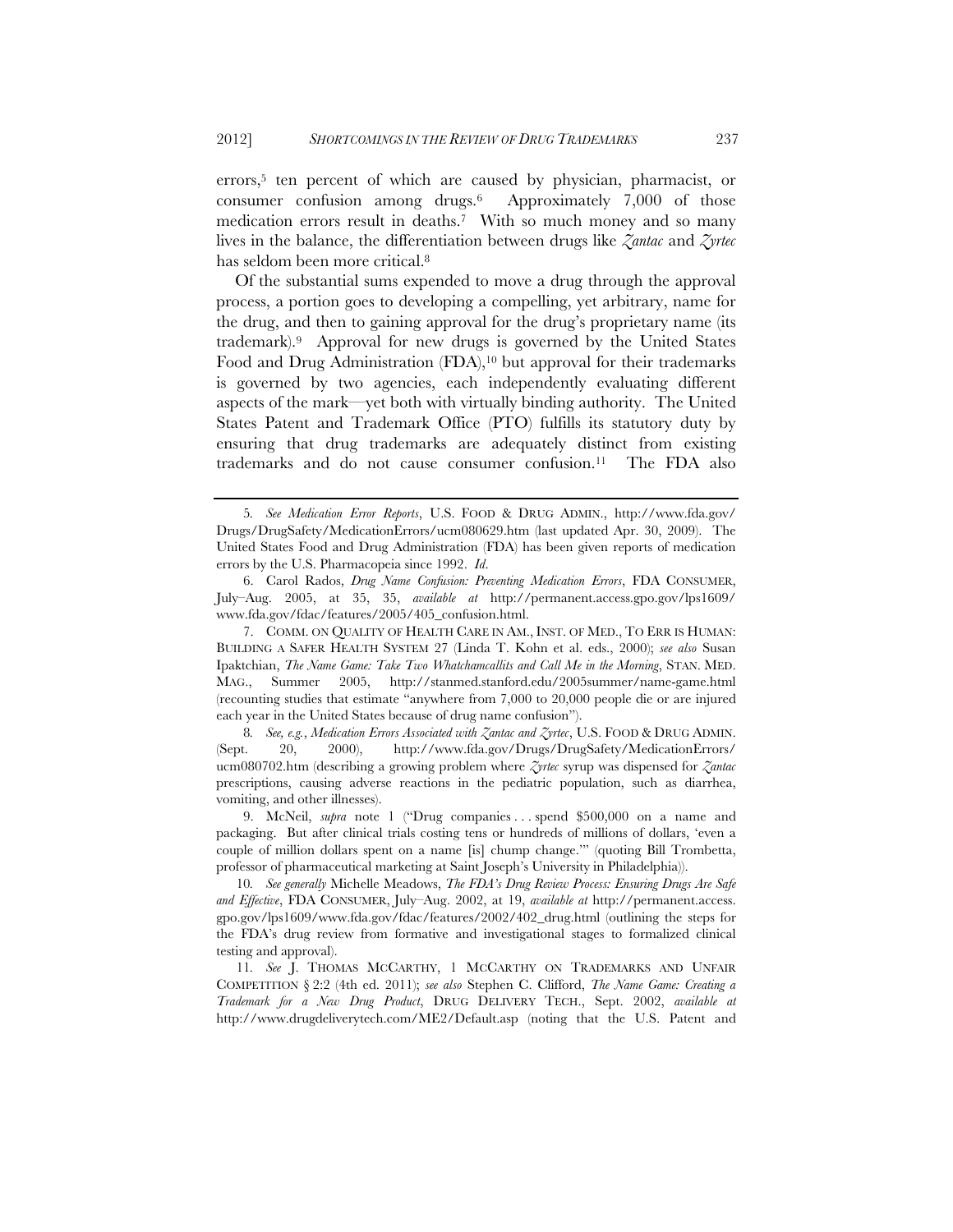errors,[5] ten percent of which are caused by physician, pharmacist, or consumer confusion among drugs.[6] Approximately 7,000 of those medication errors result in deaths.[7] With so much money and so many lives in the balance, the differentiation between drugs like *Zantac* and *Zyrtec* has seldom been more critical.[8]

Of the substantial sums expended to move a drug through the approval process, a portion goes to developing a compelling, yet arbitrary, name for the drug, and then to gaining approval for the drug's proprietary name (its trademark).[9] Approval for new drugs is governed by the United States Food and Drug Administration (FDA),[10] but approval for their trademarks is governed by two agencies, each independently evaluating different aspects of the mark—yet both with virtually binding authority. The United States Patent and Trademark Office (PTO) fulfills its statutory duty by ensuring that drug trademarks are adequately distinct from existing trademarks and do not cause consumer confusion.[11] The FDA also

---

5. *See Medication Error Reports*, U.S. FOOD & DRUG ADMIN., http://www.fda.gov/Drugs/DrugSafety/MedicationErrors/ucm080629.htm (last updated Apr. 30, 2009). The United States Food and Drug Administration (FDA) has been given reports of medication errors by the U.S. Pharmacopeia since 1992. *Id.*

6. Carol Rados, *Drug Name Confusion: Preventing Medication Errors*, FDA CONSUMER, July–Aug. 2005, at 35, 35, *available at* http://permanent.access.gpo.gov/lps1609/www.fda.gov/fdac/features/2005/405_confusion.html.

7. COMM. ON QUALITY OF HEALTH CARE IN AM., INST. OF MED., TO ERR IS HUMAN: BUILDING A SAFER HEALTH SYSTEM 27 (Linda T. Kohn et al. eds., 2000); *see also* Susan Ipaktchian, *The Name Game: Take Two Whatchamcallits and Call Me in the Morning*, STAN. MED. MAG., Summer 2005, http://stanmed.stanford.edu/2005summer/name-game.html (recounting studies that estimate "anywhere from 7,000 to 20,000 people die or are injured each year in the United States because of drug name confusion").

8. *See, e.g.*, *Medication Errors Associated with Zantac and Zyrtec*, U.S. FOOD & DRUG ADMIN. (Sept. 20, 2000), http://www.fda.gov/Drugs/DrugSafety/MedicationErrors/ucm080702.htm (describing a growing problem where *Zyrtec* syrup was dispensed for *Zantac* prescriptions, causing adverse reactions in the pediatric population, such as diarrhea, vomiting, and other illnesses).

9. McNeil, *supra* note 1 ("Drug companies . . . spend $500,000 on a name and packaging. But after clinical trials costing tens or hundreds of millions of dollars, 'even a couple of million dollars spent on a name [is] chump change.'" (quoting Bill Trombetta, professor of pharmaceutical marketing at Saint Joseph's University in Philadelphia)).

10. *See generally* Michelle Meadows, *The FDA's Drug Review Process: Ensuring Drugs Are Safe and Effective*, FDA CONSUMER, July–Aug. 2002, at 19, *available at* http://permanent.access.gpo.gov/lps1609/www.fda.gov/fdac/features/2002/402_drug.html (outlining the steps for the FDA's drug review from formative and investigational stages to formalized clinical testing and approval).

11. *See* J. THOMAS MCCARTHY, 1 MCCARTHY ON TRADEMARKS AND UNFAIR COMPETITION § 2:2 (4th ed. 2011); *see also* Stephen C. Clifford, *The Name Game: Creating a Trademark for a New Drug Product*, DRUG DELIVERY TECH., Sept. 2002, *available at* http://www.drugdeliverytech.com/ME2/Default.asp (noting that the U.S. Patent and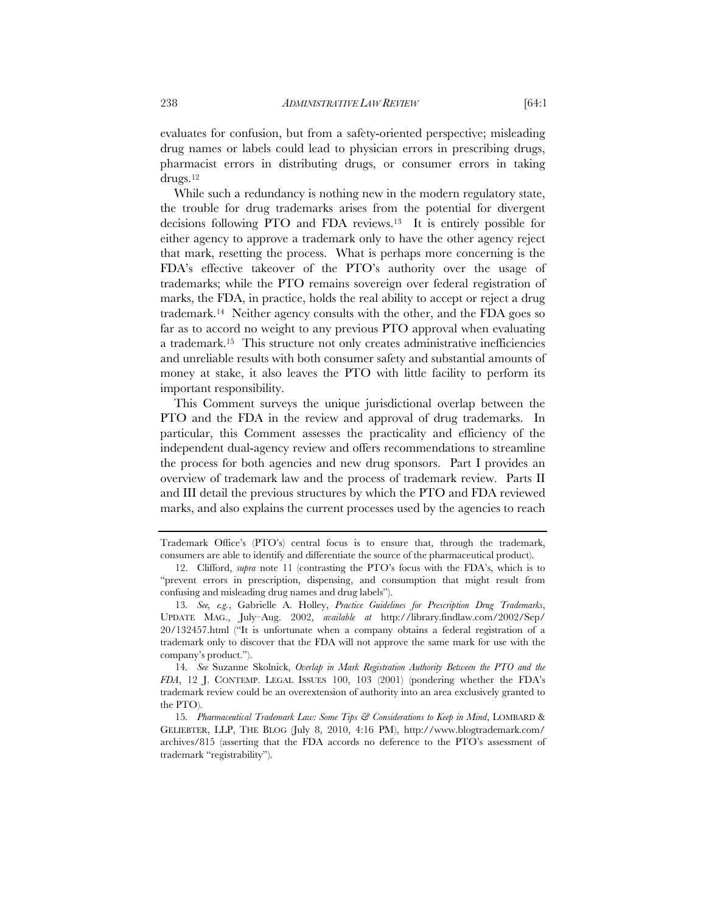evaluates for confusion, but from a safety-oriented perspective; misleading drug names or labels could lead to physician errors in prescribing drugs, pharmacist errors in distributing drugs, or consumer errors in taking drugs.[12]

While such a redundancy is nothing new in the modern regulatory state, the trouble for drug trademarks arises from the potential for divergent decisions following PTO and FDA reviews.[13] It is entirely possible for either agency to approve a trademark only to have the other agency reject that mark, resetting the process. What is perhaps more concerning is the FDA's effective takeover of the PTO's authority over the usage of trademarks; while the PTO remains sovereign over federal registration of marks, the FDA, in practice, holds the real ability to accept or reject a drug trademark.[14] Neither agency consults with the other, and the FDA goes so far as to accord no weight to any previous PTO approval when evaluating a trademark.[15] This structure not only creates administrative inefficiencies and unreliable results with both consumer safety and substantial amounts of money at stake, it also leaves the PTO with little facility to perform its important responsibility.

This Comment surveys the unique jurisdictional overlap between the PTO and the FDA in the review and approval of drug trademarks. In particular, this Comment assesses the practicality and efficiency of the independent dual-agency review and offers recommendations to streamline the process for both agencies and new drug sponsors. Part I provides an overview of trademark law and the process of trademark review. Parts II and III detail the previous structures by which the PTO and FDA reviewed marks, and also explains the current processes used by the agencies to reach

---

Trademark Office's (PTO's) central focus is to ensure that, through the trademark, consumers are able to identify and differentiate the source of the pharmaceutical product).

12. Clifford, *supra* note 11 (contrasting the PTO's focus with the FDA's, which is to "prevent errors in prescription, dispensing, and consumption that might result from confusing and misleading drug names and drug labels").

13. *See, e.g.*, Gabrielle A. Holley, *Practice Guidelines for Prescription Drug Trademarks*, UPDATE MAG., July–Aug. 2002, *available at* http://library.findlaw.com/2002/Sep/20/132457.html ("It is unfortunate when a company obtains a federal registration of a trademark only to discover that the FDA will not approve the same mark for use with the company's product.").

14. *See* Suzanne Skolnick, *Overlap in Mark Registration Authority Between the PTO and the FDA*, 12 J. CONTEMP. LEGAL ISSUES 100, 103 (2001) (pondering whether the FDA's trademark review could be an overextension of authority into an area exclusively granted to the PTO).

15. *Pharmaceutical Trademark Law: Some Tips & Considerations to Keep in Mind*, LOMBARD & GELIEBTER, LLP, THE BLOG (July 8, 2010, 4:16 PM), http://www.blogtrademark.com/archives/815 (asserting that the FDA accords no deference to the PTO's assessment of trademark "registrability").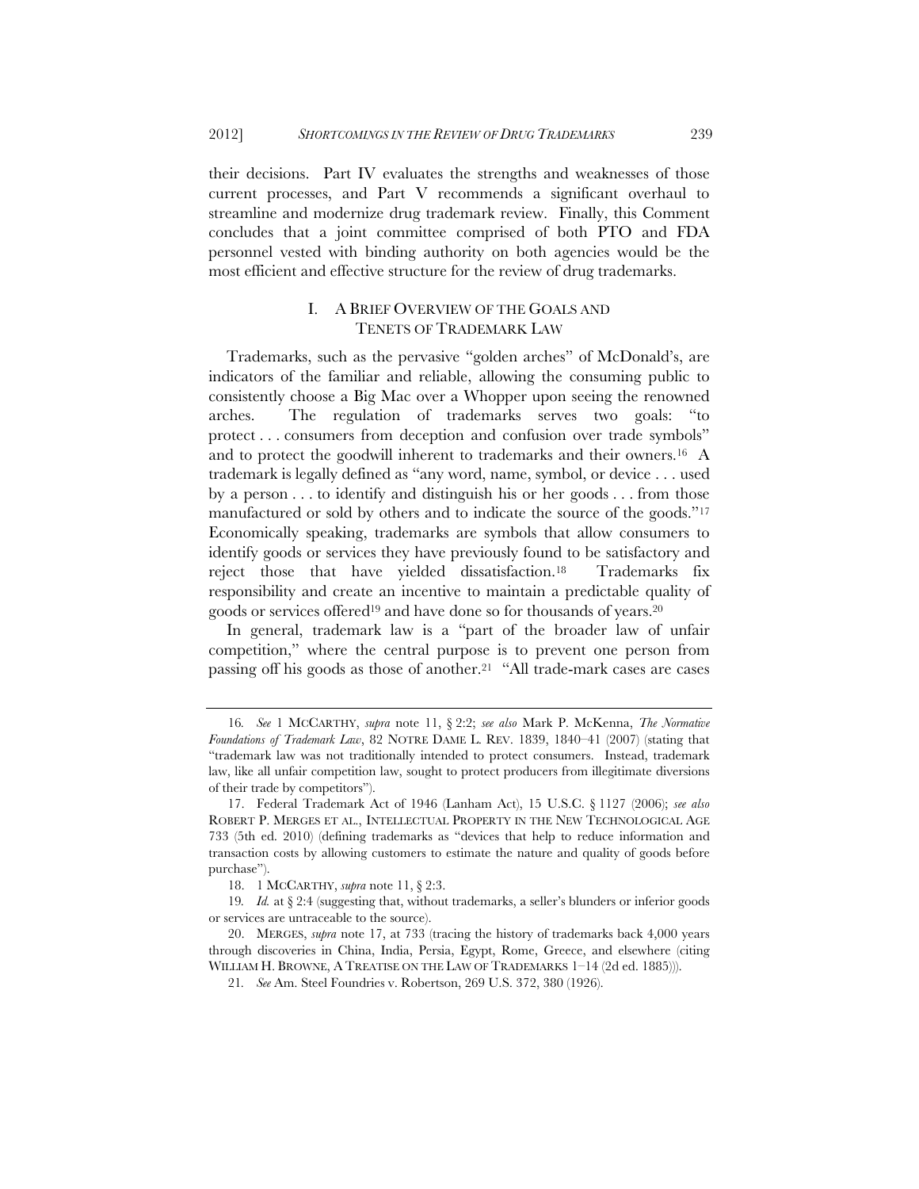their decisions. Part IV evaluates the strengths and weaknesses of those current processes, and Part V recommends a significant overhaul to streamline and modernize drug trademark review. Finally, this Comment concludes that a joint committee comprised of both PTO and FDA personnel vested with binding authority on both agencies would be the most efficient and effective structure for the review of drug trademarks.

## I. A BRIEF OVERVIEW OF THE GOALS AND TENETS OF TRADEMARK LAW

Trademarks, such as the pervasive "golden arches" of McDonald's, are indicators of the familiar and reliable, allowing the consuming public to consistently choose a Big Mac over a Whopper upon seeing the renowned arches. The regulation of trademarks serves two goals: "to protect . . . consumers from deception and confusion over trade symbols" and to protect the goodwill inherent to trademarks and their owners.[16] A trademark is legally defined as "any word, name, symbol, or device . . . used by a person . . . to identify and distinguish his or her goods . . . from those manufactured or sold by others and to indicate the source of the goods."[17] Economically speaking, trademarks are symbols that allow consumers to identify goods or services they have previously found to be satisfactory and reject those that have yielded dissatisfaction.[18] Trademarks fix responsibility and create an incentive to maintain a predictable quality of goods or services offered[19] and have done so for thousands of years.[20]

In general, trademark law is a "part of the broader law of unfair competition," where the central purpose is to prevent one person from passing off his goods as those of another.[21] "All trade-mark cases are cases

---

16. *See* 1 MCCARTHY, *supra* note 11, § 2:2; *see also* Mark P. McKenna, *The Normative Foundations of Trademark Law*, 82 NOTRE DAME L. REV. 1839, 1840–41 (2007) (stating that "trademark law was not traditionally intended to protect consumers. Instead, trademark law, like all unfair competition law, sought to protect producers from illegitimate diversions of their trade by competitors").

17. Federal Trademark Act of 1946 (Lanham Act), 15 U.S.C. § 1127 (2006); *see also* ROBERT P. MERGES ET AL., INTELLECTUAL PROPERTY IN THE NEW TECHNOLOGICAL AGE 733 (5th ed. 2010) (defining trademarks as "devices that help to reduce information and transaction costs by allowing customers to estimate the nature and quality of goods before purchase").

18. 1 MCCARTHY, *supra* note 11, § 2:3.

19. *Id.* at § 2:4 (suggesting that, without trademarks, a seller's blunders or inferior goods or services are untraceable to the source).

20. MERGES, *supra* note 17, at 733 (tracing the history of trademarks back 4,000 years through discoveries in China, India, Persia, Egypt, Rome, Greece, and elsewhere (citing WILLIAM H. BROWNE, A TREATISE ON THE LAW OF TRADEMARKS 1–14 (2d ed. 1885))).

21. *See* Am. Steel Foundries v. Robertson, 269 U.S. 372, 380 (1926).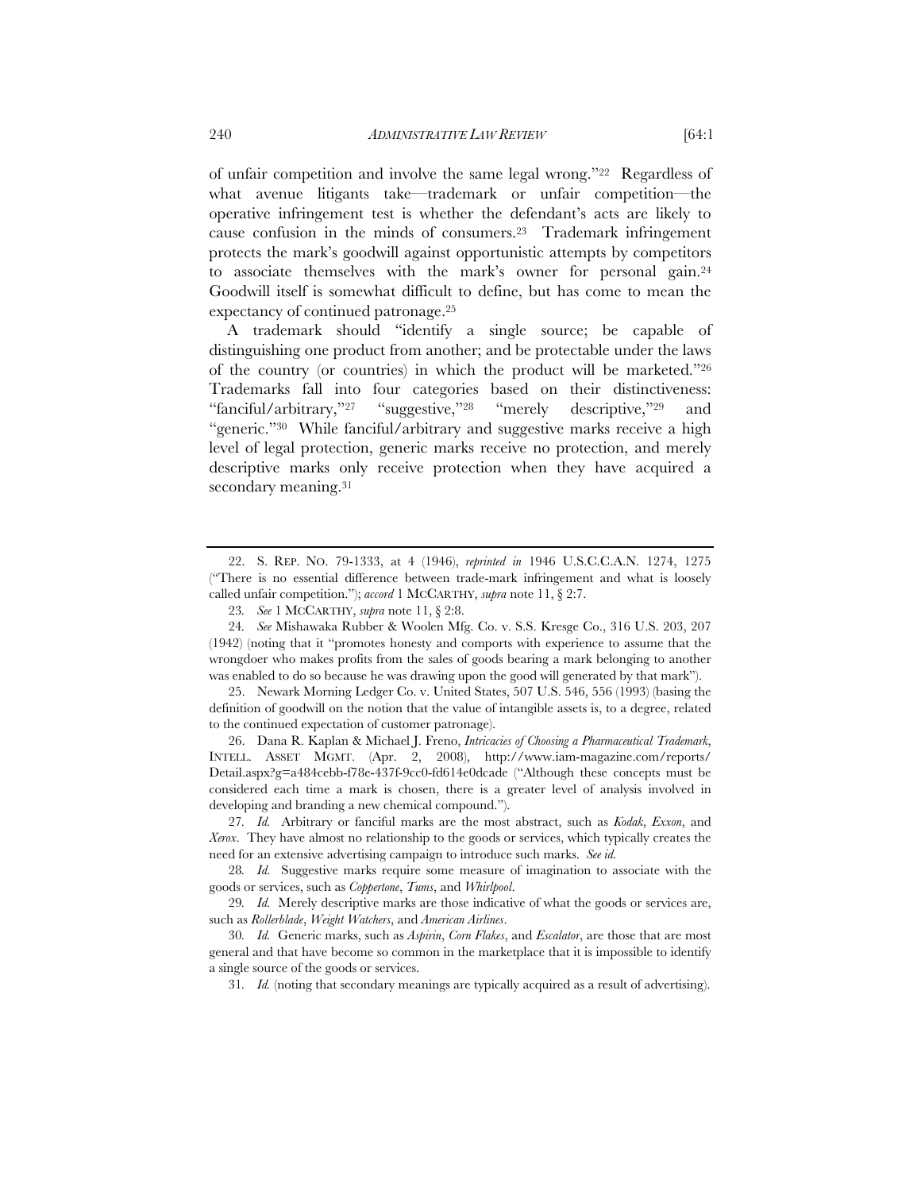of unfair competition and involve the same legal wrong."[22] Regardless of what avenue litigants take—trademark or unfair competition—the operative infringement test is whether the defendant's acts are likely to cause confusion in the minds of consumers.[23] Trademark infringement protects the mark's goodwill against opportunistic attempts by competitors to associate themselves with the mark's owner for personal gain.[24] Goodwill itself is somewhat difficult to define, but has come to mean the expectancy of continued patronage.[25]

A trademark should "identify a single source; be capable of distinguishing one product from another; and be protectable under the laws of the country (or countries) in which the product will be marketed."[26] Trademarks fall into four categories based on their distinctiveness: "fanciful/arbitrary,"[27] "suggestive,"[28] "merely descriptive,"[29] and "generic."[30] While fanciful/arbitrary and suggestive marks receive a high level of legal protection, generic marks receive no protection, and merely descriptive marks only receive protection when they have acquired a secondary meaning.[31]

---

22. S. REP. NO. 79-1333, at 4 (1946), *reprinted in* 1946 U.S.C.C.A.N. 1274, 1275 ("There is no essential difference between trade-mark infringement and what is loosely called unfair competition."); *accord* 1 MCCARTHY, *supra* note 11, § 2:7.

23. *See* 1 MCCARTHY, *supra* note 11, § 2:8.

24. *See* Mishawaka Rubber & Woolen Mfg. Co. v. S.S. Kresge Co., 316 U.S. 203, 207 (1942) (noting that it "promotes honesty and comports with experience to assume that the wrongdoer who makes profits from the sales of goods bearing a mark belonging to another was enabled to do so because he was drawing upon the good will generated by that mark").

25. Newark Morning Ledger Co. v. United States, 507 U.S. 546, 556 (1993) (basing the definition of goodwill on the notion that the value of intangible assets is, to a degree, related to the continued expectation of customer patronage).

26. Dana R. Kaplan & Michael J. Freno, *Intricacies of Choosing a Pharmaceutical Trademark*, INTELL. ASSET MGMT. (Apr. 2, 2008), http://www.iam-magazine.com/reports/Detail.aspx?g=a484cebb-f78e-437f-9cc0-fd614e0dcade ("Although these concepts must be considered each time a mark is chosen, there is a greater level of analysis involved in developing and branding a new chemical compound.").

27. *Id.* Arbitrary or fanciful marks are the most abstract, such as *Kodak*, *Exxon*, and *Xerox*. They have almost no relationship to the goods or services, which typically creates the need for an extensive advertising campaign to introduce such marks. *See id.*

28. *Id.* Suggestive marks require some measure of imagination to associate with the goods or services, such as *Coppertone*, *Tums*, and *Whirlpool*.

29. *Id.* Merely descriptive marks are those indicative of what the goods or services are, such as *Rollerblade*, *Weight Watchers*, and *American Airlines*.

30. *Id.* Generic marks, such as *Aspirin*, *Corn Flakes*, and *Escalator*, are those that are most general and that have become so common in the marketplace that it is impossible to identify a single source of the goods or services.

31. *Id.* (noting that secondary meanings are typically acquired as a result of advertising).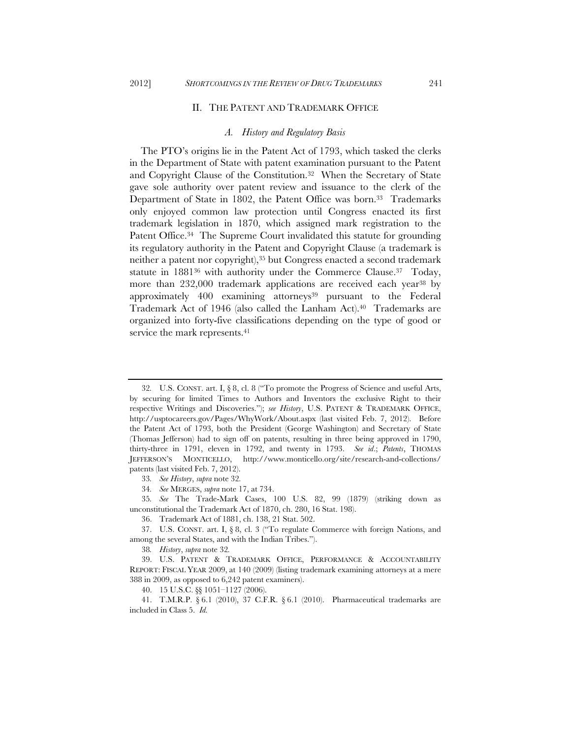## II. THE PATENT AND TRADEMARK OFFICE

### *A. History and Regulatory Basis*

The PTO's origins lie in the Patent Act of 1793, which tasked the clerks in the Department of State with patent examination pursuant to the Patent and Copyright Clause of the Constitution.[32] When the Secretary of State gave sole authority over patent review and issuance to the clerk of the Department of State in 1802, the Patent Office was born.[33] Trademarks only enjoyed common law protection until Congress enacted its first trademark legislation in 1870, which assigned mark registration to the Patent Office.[34] The Supreme Court invalidated this statute for grounding its regulatory authority in the Patent and Copyright Clause (a trademark is neither a patent nor copyright),[35] but Congress enacted a second trademark statute in 1881[36] with authority under the Commerce Clause.[37] Today, more than 232,000 trademark applications are received each year[38] by approximately 400 examining attorneys[39] pursuant to the Federal Trademark Act of 1946 (also called the Lanham Act).[40] Trademarks are organized into forty-five classifications depending on the type of good or service the mark represents.[41]

---

32. U.S. CONST. art. I, § 8, cl. 8 ("To promote the Progress of Science and useful Arts, by securing for limited Times to Authors and Inventors the exclusive Right to their respective Writings and Discoveries."); *see History*, U.S. PATENT & TRADEMARK OFFICE, http://usptocareers.gov/Pages/WhyWork/About.aspx (last visited Feb. 7, 2012). Before the Patent Act of 1793, both the President (George Washington) and Secretary of State (Thomas Jefferson) had to sign off on patents, resulting in three being approved in 1790, thirty-three in 1791, eleven in 1792, and twenty in 1793. *See id.*; *Patents*, THOMAS JEFFERSON'S MONTICELLO, http://www.monticello.org/site/research-and-collections/patents (last visited Feb. 7, 2012).

33. *See History*, *supra* note 32.

34. *See* MERGES, *supra* note 17, at 734.

35. *See* The Trade-Mark Cases, 100 U.S. 82, 99 (1879) (striking down as unconstitutional the Trademark Act of 1870, ch. 280, 16 Stat. 198).

36. Trademark Act of 1881, ch. 138, 21 Stat. 502.

37. U.S. CONST. art. I, § 8, cl. 3 ("To regulate Commerce with foreign Nations, and among the several States, and with the Indian Tribes.").

38. *History*, *supra* note 32.

39. U.S. PATENT & TRADEMARK OFFICE, PERFORMANCE & ACCOUNTABILITY REPORT: FISCAL YEAR 2009, at 140 (2009) (listing trademark examining attorneys at a mere 388 in 2009, as opposed to 6,242 patent examiners).

40. 15 U.S.C. §§ 1051–1127 (2006).

41. T.M.R.P. § 6.1 (2010), 37 C.F.R. § 6.1 (2010). Pharmaceutical trademarks are included in Class 5. *Id.*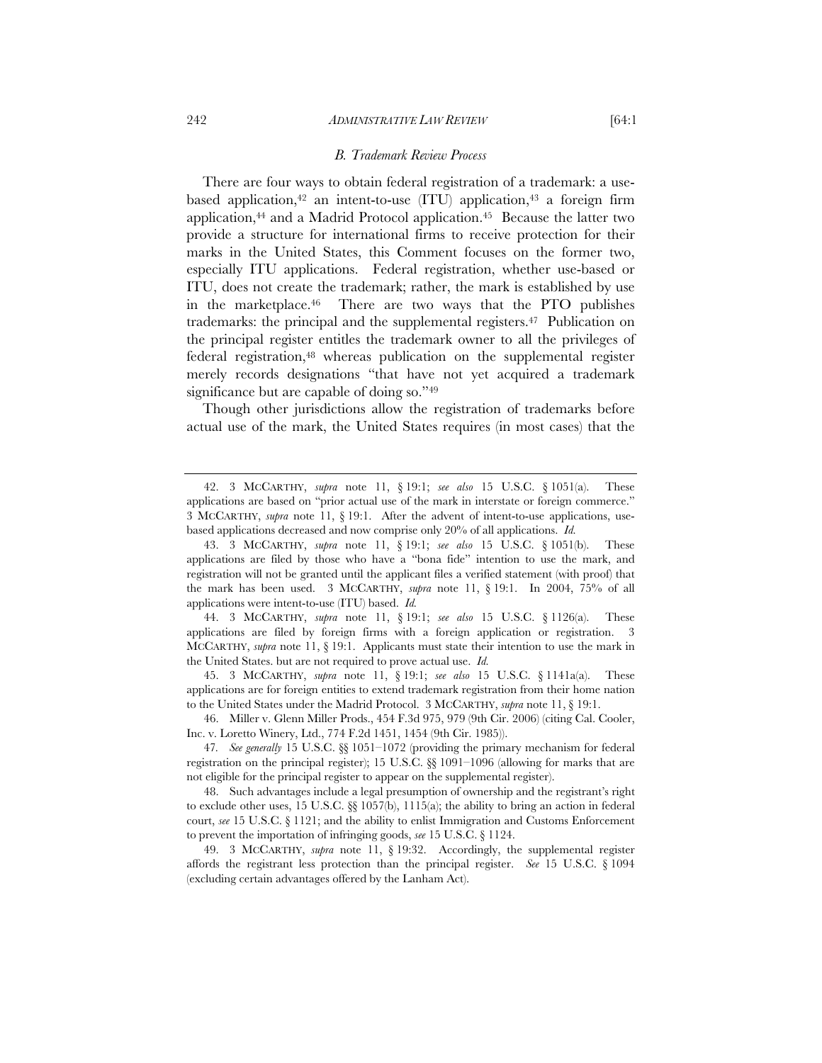### *B. Trademark Review Process*

There are four ways to obtain federal registration of a trademark: a use-based application,[42] an intent-to-use (ITU) application,[43] a foreign firm application,[44] and a Madrid Protocol application.[45] Because the latter two provide a structure for international firms to receive protection for their marks in the United States, this Comment focuses on the former two, especially ITU applications. Federal registration, whether use-based or ITU, does not create the trademark; rather, the mark is established by use in the marketplace.[46] There are two ways that the PTO publishes trademarks: the principal and the supplemental registers.[47] Publication on the principal register entitles the trademark owner to all the privileges of federal registration,[48] whereas publication on the supplemental register merely records designations "that have not yet acquired a trademark significance but are capable of doing so."[49]

Though other jurisdictions allow the registration of trademarks before actual use of the mark, the United States requires (in most cases) that the

---

42. 3 MCCARTHY, *supra* note 11, § 19:1; *see also* 15 U.S.C. § 1051(a). These applications are based on "prior actual use of the mark in interstate or foreign commerce." 3 MCCARTHY, *supra* note 11, § 19:1. After the advent of intent-to-use applications, use-based applications decreased and now comprise only 20% of all applications. *Id.*

43. 3 MCCARTHY, *supra* note 11, § 19:1; *see also* 15 U.S.C. § 1051(b). These applications are filed by those who have a "bona fide" intention to use the mark, and registration will not be granted until the applicant files a verified statement (with proof) that the mark has been used. 3 MCCARTHY, *supra* note 11, § 19:1. In 2004, 75% of all applications were intent-to-use (ITU) based. *Id.*

44. 3 MCCARTHY, *supra* note 11, § 19:1; *see also* 15 U.S.C. § 1126(a). These applications are filed by foreign firms with a foreign application or registration. 3 MCCARTHY, *supra* note 11, § 19:1. Applicants must state their intention to use the mark in the United States. but are not required to prove actual use. *Id.*

45. 3 MCCARTHY, *supra* note 11, § 19:1; *see also* 15 U.S.C. § 1141a(a). These applications are for foreign entities to extend trademark registration from their home nation to the United States under the Madrid Protocol. 3 MCCARTHY, *supra* note 11, § 19:1.

46. Miller v. Glenn Miller Prods., 454 F.3d 975, 979 (9th Cir. 2006) (citing Cal. Cooler, Inc. v. Loretto Winery, Ltd., 774 F.2d 1451, 1454 (9th Cir. 1985)).

47. *See generally* 15 U.S.C. §§ 1051–1072 (providing the primary mechanism for federal registration on the principal register); 15 U.S.C. §§ 1091–1096 (allowing for marks that are not eligible for the principal register to appear on the supplemental register).

48. Such advantages include a legal presumption of ownership and the registrant's right to exclude other uses, 15 U.S.C. §§ 1057(b), 1115(a); the ability to bring an action in federal court, *see* 15 U.S.C. § 1121; and the ability to enlist Immigration and Customs Enforcement to prevent the importation of infringing goods, *see* 15 U.S.C. § 1124.

49. 3 MCCARTHY, *supra* note 11, § 19:32. Accordingly, the supplemental register affords the registrant less protection than the principal register. *See* 15 U.S.C. § 1094 (excluding certain advantages offered by the Lanham Act).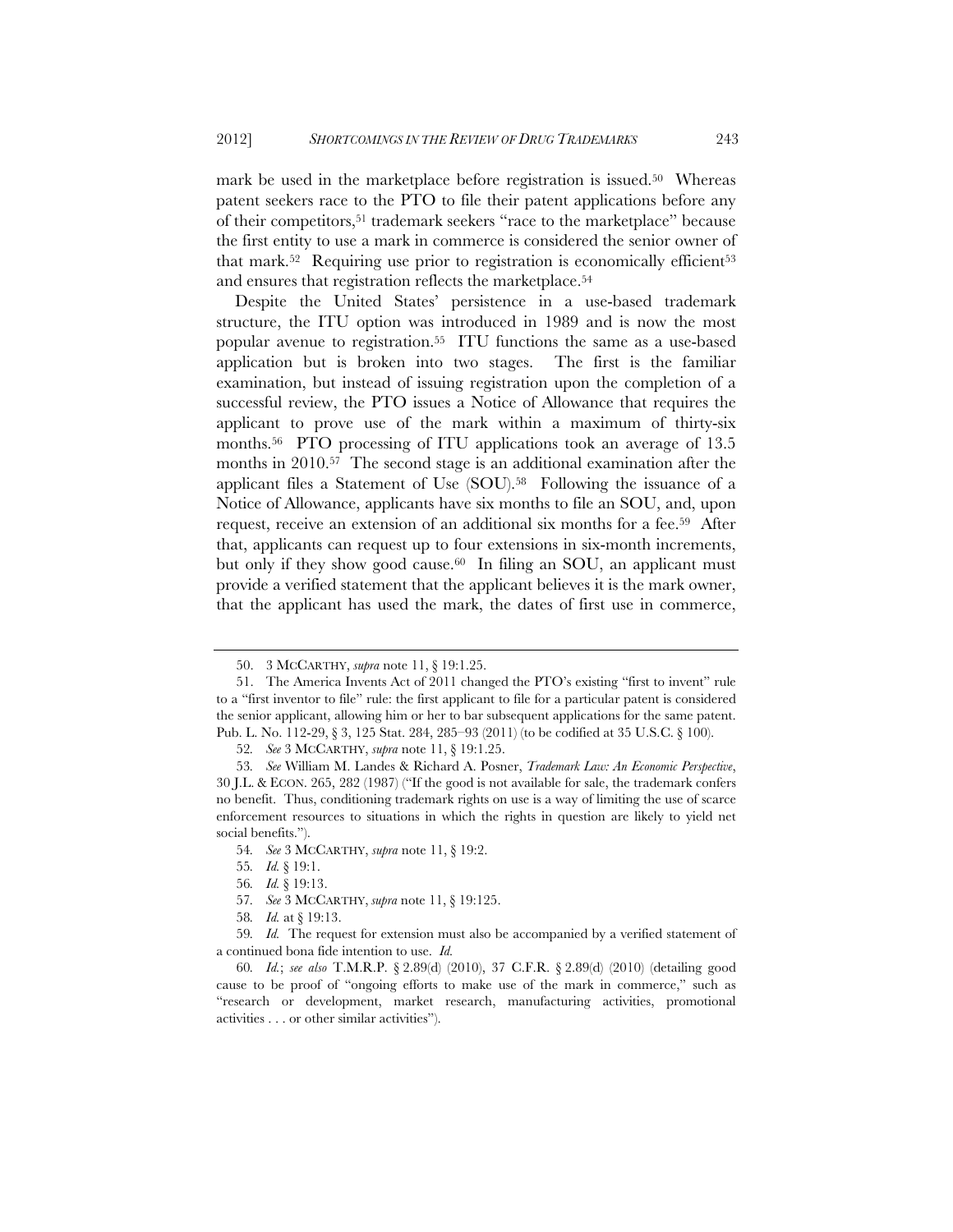mark be used in the marketplace before registration is issued.[50] Whereas patent seekers race to the PTO to file their patent applications before any of their competitors,[51] trademark seekers "race to the marketplace" because the first entity to use a mark in commerce is considered the senior owner of that mark.[52] Requiring use prior to registration is economically efficient[53] and ensures that registration reflects the marketplace.[54]

Despite the United States' persistence in a use-based trademark structure, the ITU option was introduced in 1989 and is now the most popular avenue to registration.[55] ITU functions the same as a use-based application but is broken into two stages. The first is the familiar examination, but instead of issuing registration upon the completion of a successful review, the PTO issues a Notice of Allowance that requires the applicant to prove use of the mark within a maximum of thirty-six months.[56] PTO processing of ITU applications took an average of 13.5 months in 2010.[57] The second stage is an additional examination after the applicant files a Statement of Use (SOU).[58] Following the issuance of a Notice of Allowance, applicants have six months to file an SOU, and, upon request, receive an extension of an additional six months for a fee.[59] After that, applicants can request up to four extensions in six-month increments, but only if they show good cause.[60] In filing an SOU, an applicant must provide a verified statement that the applicant believes it is the mark owner, that the applicant has used the mark, the dates of first use in commerce,

---

50. 3 McCARTHY, *supra* note 11, § 19:1.25.

51. The America Invents Act of 2011 changed the PTO's existing "first to invent" rule to a "first inventor to file" rule: the first applicant to file for a particular patent is considered the senior applicant, allowing him or her to bar subsequent applications for the same patent. Pub. L. No. 112-29, § 3, 125 Stat. 284, 285–93 (2011) (to be codified at 35 U.S.C. § 100).

52. *See* 3 McCARTHY, *supra* note 11, § 19:1.25.

53. *See* William M. Landes & Richard A. Posner, *Trademark Law: An Economic Perspective*, 30 J.L. & ECON. 265, 282 (1987) ("If the good is not available for sale, the trademark confers no benefit. Thus, conditioning trademark rights on use is a way of limiting the use of scarce enforcement resources to situations in which the rights in question are likely to yield net social benefits.").

54. *See* 3 McCARTHY, *supra* note 11, § 19:2.

55. *Id.* § 19:1.

56. *Id.* § 19:13.

57. *See* 3 McCARTHY, *supra* note 11, § 19:125.

58. *Id.* at § 19:13.

59. *Id.* The request for extension must also be accompanied by a verified statement of a continued bona fide intention to use. *Id.*

60. *Id.*; *see also* T.M.R.P. § 2.89(d) (2010), 37 C.F.R. § 2.89(d) (2010) (detailing good cause to be proof of "ongoing efforts to make use of the mark in commerce," such as "research or development, market research, manufacturing activities, promotional activities . . . or other similar activities").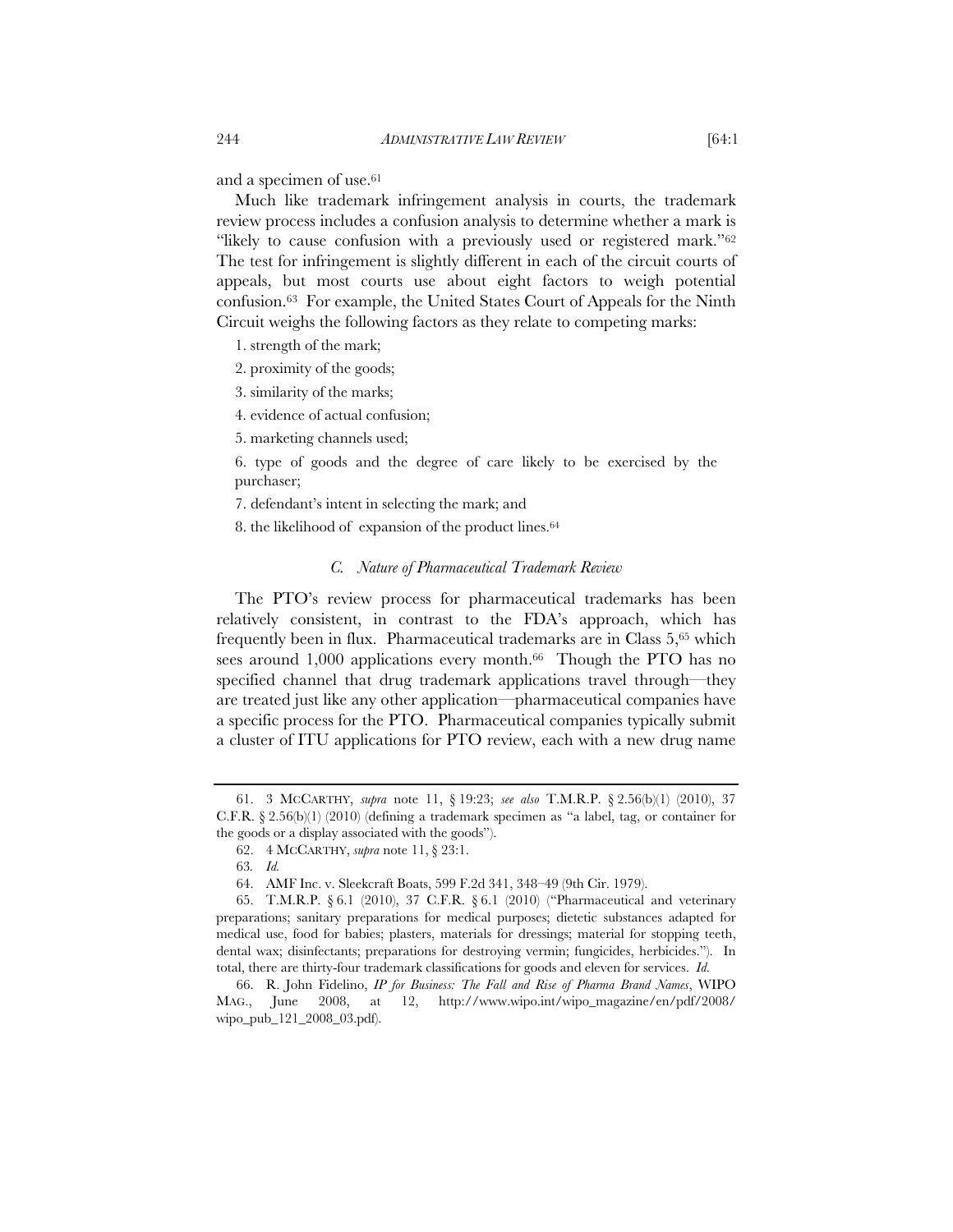and a specimen of use.[61]

Much like trademark infringement analysis in courts, the trademark review process includes a confusion analysis to determine whether a mark is "likely to cause confusion with a previously used or registered mark."[62] The test for infringement is slightly different in each of the circuit courts of appeals, but most courts use about eight factors to weigh potential confusion.[63] For example, the United States Court of Appeals for the Ninth Circuit weighs the following factors as they relate to competing marks:

1. strength of the mark;
2. proximity of the goods;
3. similarity of the marks;
4. evidence of actual confusion;
5. marketing channels used;
6. type of goods and the degree of care likely to be exercised by the purchaser;
7. defendant's intent in selecting the mark; and
8. the likelihood of expansion of the product lines.[64]

### C. *Nature of Pharmaceutical Trademark Review*

The PTO's review process for pharmaceutical trademarks has been relatively consistent, in contrast to the FDA's approach, which has frequently been in flux. Pharmaceutical trademarks are in Class 5,[65] which sees around 1,000 applications every month.[66] Though the PTO has no specified channel that drug trademark applications travel through—they are treated just like any other application—pharmaceutical companies have a specific process for the PTO. Pharmaceutical companies typically submit a cluster of ITU applications for PTO review, each with a new drug name

---

61. 3 MCCARTHY, *supra* note 11, § 19:23; *see also* T.M.R.P. § 2.56(b)(1) (2010), 37 C.F.R. § 2.56(b)(1) (2010) (defining a trademark specimen as "a label, tag, or container for the goods or a display associated with the goods").

62. 4 MCCARTHY, *supra* note 11, § 23:1.

63. *Id.*

64. AMF Inc. v. Sleekcraft Boats, 599 F.2d 341, 348–49 (9th Cir. 1979).

65. T.M.R.P. § 6.1 (2010), 37 C.F.R. § 6.1 (2010) ("Pharmaceutical and veterinary preparations; sanitary preparations for medical purposes; dietetic substances adapted for medical use, food for babies; plasters, materials for dressings; material for stopping teeth, dental wax; disinfectants; preparations for destroying vermin; fungicides, herbicides."). In total, there are thirty-four trademark classifications for goods and eleven for services. *Id.*

66. R. John Fidelino, *IP for Business: The Fall and Rise of Pharma Brand Names*, WIPO MAG., June 2008, at 12, http://www.wipo.int/wipo_magazine/en/pdf/2008/wipo_pub_121_2008_03.pdf).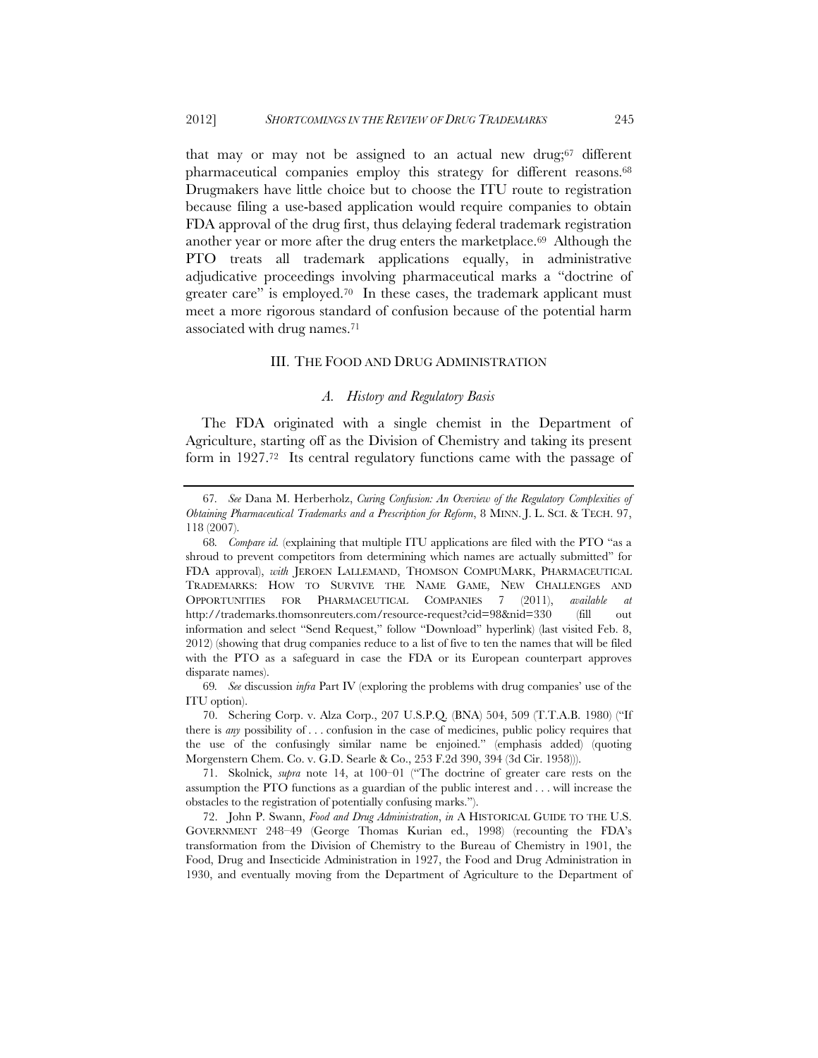that may or may not be assigned to an actual new drug;[67] different pharmaceutical companies employ this strategy for different reasons.[68] Drugmakers have little choice but to choose the ITU route to registration because filing a use-based application would require companies to obtain FDA approval of the drug first, thus delaying federal trademark registration another year or more after the drug enters the marketplace.[69] Although the PTO treats all trademark applications equally, in administrative adjudicative proceedings involving pharmaceutical marks a "doctrine of greater care" is employed.[70] In these cases, the trademark applicant must meet a more rigorous standard of confusion because of the potential harm associated with drug names.[71]

## III. THE FOOD AND DRUG ADMINISTRATION

### *A. History and Regulatory Basis*

The FDA originated with a single chemist in the Department of Agriculture, starting off as the Division of Chemistry and taking its present form in 1927.[72] Its central regulatory functions came with the passage of

---

67. *See* Dana M. Herberholz, *Curing Confusion: An Overview of the Regulatory Complexities of Obtaining Pharmaceutical Trademarks and a Prescription for Reform*, 8 MINN. J. L. SCI. & TECH. 97, 118 (2007).

68. *Compare id.* (explaining that multiple ITU applications are filed with the PTO "as a shroud to prevent competitors from determining which names are actually submitted" for FDA approval), *with* JEROEN LALLEMAND, THOMSON COMPUMARK, PHARMACEUTICAL TRADEMARKS: HOW TO SURVIVE THE NAME GAME, NEW CHALLENGES AND OPPORTUNITIES FOR PHARMACEUTICAL COMPANIES 7 (2011), *available at* http://trademarks.thomsonreuters.com/resource-request?cid=98&nid=330 (fill out information and select "Send Request," follow "Download" hyperlink) (last visited Feb. 8, 2012) (showing that drug companies reduce to a list of five to ten the names that will be filed with the PTO as a safeguard in case the FDA or its European counterpart approves disparate names).

69. *See* discussion *infra* Part IV (exploring the problems with drug companies' use of the ITU option).

70. Schering Corp. v. Alza Corp., 207 U.S.P.Q. (BNA) 504, 509 (T.T.A.B. 1980) ("If there is *any* possibility of . . . confusion in the case of medicines, public policy requires that the use of the confusingly similar name be enjoined." (emphasis added) (quoting Morgenstern Chem. Co. v. G.D. Searle & Co., 253 F.2d 390, 394 (3d Cir. 1958))).

71. Skolnick, *supra* note 14, at 100–01 ("The doctrine of greater care rests on the assumption the PTO functions as a guardian of the public interest and . . . will increase the obstacles to the registration of potentially confusing marks.").

72. John P. Swann, *Food and Drug Administration*, *in* A HISTORICAL GUIDE TO THE U.S. GOVERNMENT 248–49 (George Thomas Kurian ed., 1998) (recounting the FDA's transformation from the Division of Chemistry to the Bureau of Chemistry in 1901, the Food, Drug and Insecticide Administration in 1927, the Food and Drug Administration in 1930, and eventually moving from the Department of Agriculture to the Department of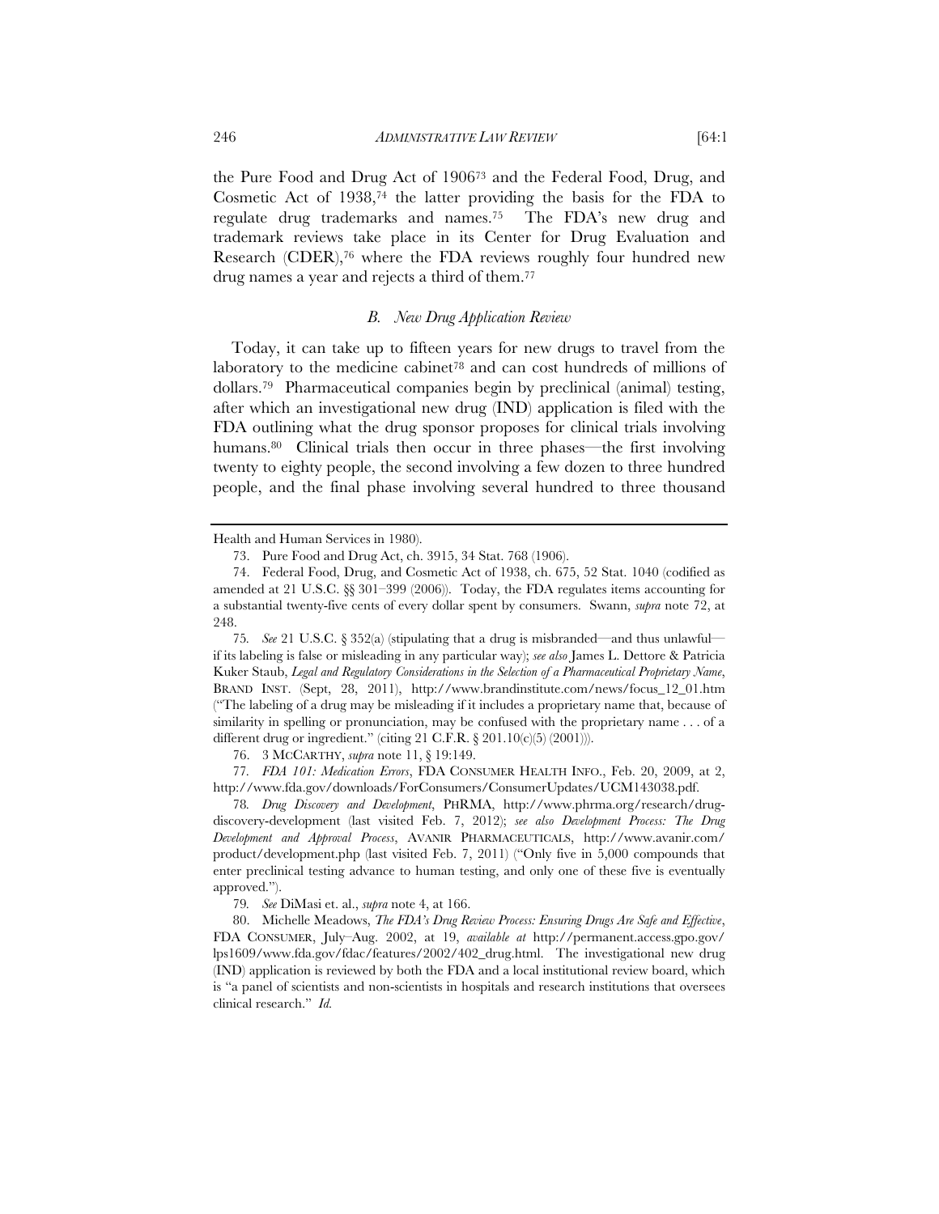the Pure Food and Drug Act of 1906[73] and the Federal Food, Drug, and Cosmetic Act of 1938,[74] the latter providing the basis for the FDA to regulate drug trademarks and names.[75] The FDA's new drug and trademark reviews take place in its Center for Drug Evaluation and Research (CDER),[76] where the FDA reviews roughly four hundred new drug names a year and rejects a third of them.[77]

### *B. New Drug Application Review*

Today, it can take up to fifteen years for new drugs to travel from the laboratory to the medicine cabinet[78] and can cost hundreds of millions of dollars.[79] Pharmaceutical companies begin by preclinical (animal) testing, after which an investigational new drug (IND) application is filed with the FDA outlining what the drug sponsor proposes for clinical trials involving humans.[80] Clinical trials then occur in three phases—the first involving twenty to eighty people, the second involving a few dozen to three hundred people, and the final phase involving several hundred to three thousand

---

Health and Human Services in 1980).

73. Pure Food and Drug Act, ch. 3915, 34 Stat. 768 (1906).

74. Federal Food, Drug, and Cosmetic Act of 1938, ch. 675, 52 Stat. 1040 (codified as amended at 21 U.S.C. §§ 301–399 (2006)). Today, the FDA regulates items accounting for a substantial twenty-five cents of every dollar spent by consumers. Swann, *supra* note 72, at 248.

75. *See* 21 U.S.C. § 352(a) (stipulating that a drug is misbranded—and thus unlawful—if its labeling is false or misleading in any particular way); *see also* James L. Dettore & Patricia Kuker Staub, *Legal and Regulatory Considerations in the Selection of a Pharmaceutical Proprietary Name*, BRAND INST. (Sept, 28, 2011), http://www.brandinstitute.com/news/focus_12_01.htm ("The labeling of a drug may be misleading if it includes a proprietary name that, because of similarity in spelling or pronunciation, may be confused with the proprietary name . . . of a different drug or ingredient." (citing 21 C.F.R. § 201.10(c)(5) (2001))).

76. 3 MCCARTHY, *supra* note 11, § 19:149.

77. *FDA 101: Medication Errors*, FDA CONSUMER HEALTH INFO., Feb. 20, 2009, at 2, http://www.fda.gov/downloads/ForConsumers/ConsumerUpdates/UCM143038.pdf.

78. *Drug Discovery and Development*, PHRMA, http://www.phrma.org/research/drug-discovery-development (last visited Feb. 7, 2012); *see also Development Process: The Drug Development and Approval Process*, AVANIR PHARMACEUTICALS, http://www.avanir.com/product/development.php (last visited Feb. 7, 2011) ("Only five in 5,000 compounds that enter preclinical testing advance to human testing, and only one of these five is eventually approved.").

79. *See* DiMasi et. al., *supra* note 4, at 166.

80. Michelle Meadows, *The FDA's Drug Review Process: Ensuring Drugs Are Safe and Effective*, FDA CONSUMER, July–Aug. 2002, at 19, *available at* http://permanent.access.gpo.gov/lps1609/www.fda.gov/fdac/features/2002/402_drug.html. The investigational new drug (IND) application is reviewed by both the FDA and a local institutional review board, which is "a panel of scientists and non-scientists in hospitals and research institutions that oversees clinical research." *Id.*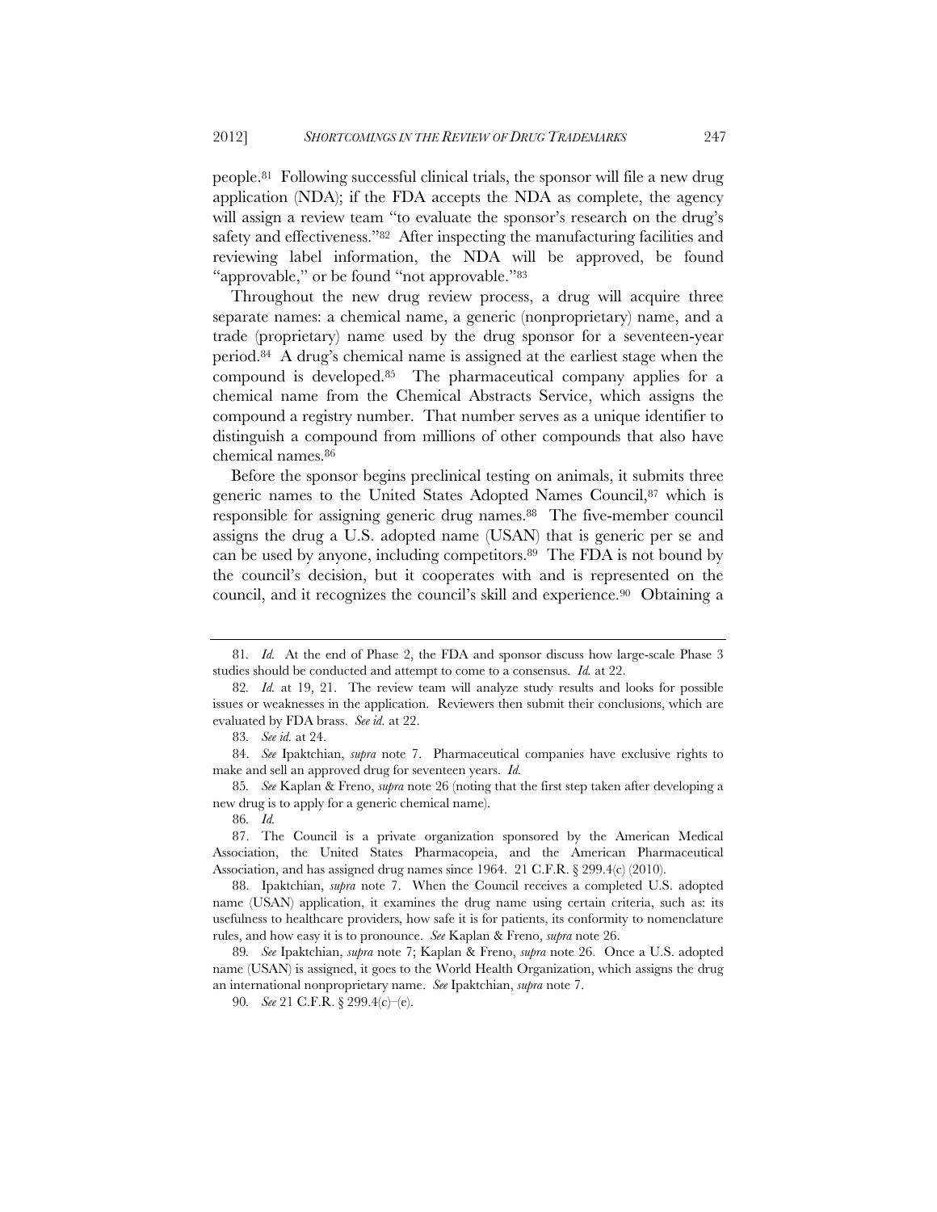people.[81] Following successful clinical trials, the sponsor will file a new drug application (NDA); if the FDA accepts the NDA as complete, the agency will assign a review team "to evaluate the sponsor's research on the drug's safety and effectiveness."[82] After inspecting the manufacturing facilities and reviewing label information, the NDA will be approved, be found "approvable," or be found "not approvable."[83]

Throughout the new drug review process, a drug will acquire three separate names: a chemical name, a generic (nonproprietary) name, and a trade (proprietary) name used by the drug sponsor for a seventeen-year period.[84] A drug's chemical name is assigned at the earliest stage when the compound is developed.[85] The pharmaceutical company applies for a chemical name from the Chemical Abstracts Service, which assigns the compound a registry number. That number serves as a unique identifier to distinguish a compound from millions of other compounds that also have chemical names.[86]

Before the sponsor begins preclinical testing on animals, it submits three generic names to the United States Adopted Names Council,[87] which is responsible for assigning generic drug names.[88] The five-member council assigns the drug a U.S. adopted name (USAN) that is generic per se and can be used by anyone, including competitors.[89] The FDA is not bound by the council's decision, but it cooperates with and is represented on the council, and it recognizes the council's skill and experience.[90] Obtaining a

---

81. *Id.* At the end of Phase 2, the FDA and sponsor discuss how large-scale Phase 3 studies should be conducted and attempt to come to a consensus. *Id.* at 22.

82. *Id.* at 19, 21. The review team will analyze study results and looks for possible issues or weaknesses in the application. Reviewers then submit their conclusions, which are evaluated by FDA brass. *See id.* at 22.

83. *See id.* at 24.

84. *See* Ipaktchian, *supra* note 7. Pharmaceutical companies have exclusive rights to make and sell an approved drug for seventeen years. *Id.*

85. *See* Kaplan & Freno, *supra* note 26 (noting that the first step taken after developing a new drug is to apply for a generic chemical name).

86. *Id.*

87. The Council is a private organization sponsored by the American Medical Association, the United States Pharmacopeia, and the American Pharmaceutical Association, and has assigned drug names since 1964. 21 C.F.R. § 299.4(c) (2010).

88. Ipaktchian, *supra* note 7. When the Council receives a completed U.S. adopted name (USAN) application, it examines the drug name using certain criteria, such as: its usefulness to healthcare providers, how safe it is for patients, its conformity to nomenclature rules, and how easy it is to pronounce. *See* Kaplan & Freno, *supra* note 26.

89. *See* Ipaktchian, *supra* note 7; Kaplan & Freno, *supra* note 26. Once a U.S. adopted name (USAN) is assigned, it goes to the World Health Organization, which assigns the drug an international nonproprietary name. *See* Ipaktchian, *supra* note 7.

90. *See* 21 C.F.R. § 299.4(c)–(e).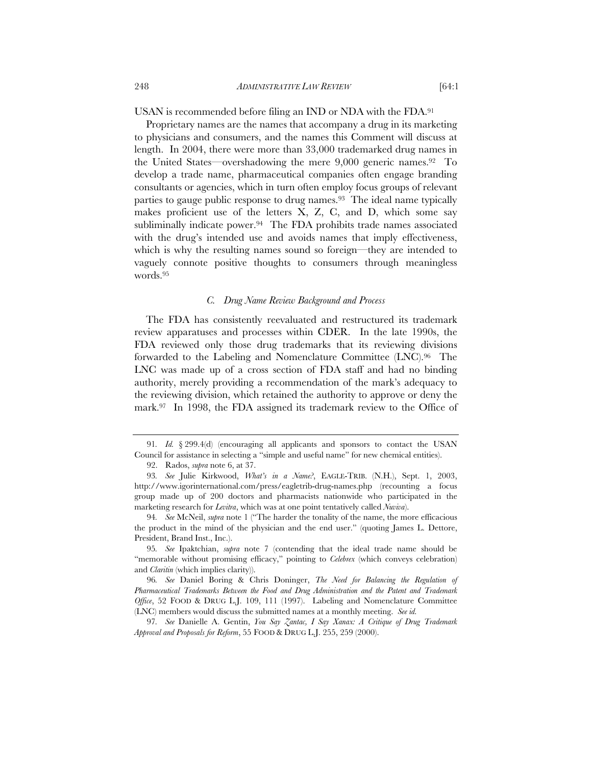USAN is recommended before filing an IND or NDA with the FDA.[91]

Proprietary names are the names that accompany a drug in its marketing to physicians and consumers, and the names this Comment will discuss at length. In 2004, there were more than 33,000 trademarked drug names in the United States—overshadowing the mere 9,000 generic names.[92] To develop a trade name, pharmaceutical companies often engage branding consultants or agencies, which in turn often employ focus groups of relevant parties to gauge public response to drug names.[93] The ideal name typically makes proficient use of the letters X, Z, C, and D, which some say subliminally indicate power.[94] The FDA prohibits trade names associated with the drug's intended use and avoids names that imply effectiveness, which is why the resulting names sound so foreign—they are intended to vaguely connote positive thoughts to consumers through meaningless words.[95]

### *C. Drug Name Review Background and Process*

The FDA has consistently reevaluated and restructured its trademark review apparatuses and processes within CDER. In the late 1990s, the FDA reviewed only those drug trademarks that its reviewing divisions forwarded to the Labeling and Nomenclature Committee (LNC).[96] The LNC was made up of a cross section of FDA staff and had no binding authority, merely providing a recommendation of the mark's adequacy to the reviewing division, which retained the authority to approve or deny the mark.[97] In 1998, the FDA assigned its trademark review to the Office of

---

91. *Id.* § 299.4(d) (encouraging all applicants and sponsors to contact the USAN Council for assistance in selecting a "simple and useful name" for new chemical entities).

92. Rados, *supra* note 6, at 37.

93. *See* Julie Kirkwood, *What's in a Name?*, EAGLE-TRIB. (N.H.), Sept. 1, 2003, http://www.igorinternational.com/press/eagletrib-drug-names.php (recounting a focus group made up of 200 doctors and pharmacists nationwide who participated in the marketing research for *Levitra*, which was at one point tentatively called *Nuviva*).

94. *See* McNeil, *supra* note 1 ("The harder the tonality of the name, the more efficacious the product in the mind of the physician and the end user." (quoting James L. Dettore, President, Brand Inst., Inc.).

95. *See* Ipaktchian, *supra* note 7 (contending that the ideal trade name should be "memorable without promising efficacy," pointing to *Celebrex* (which conveys celebration) and *Claritin* (which implies clarity)).

96. *See* Daniel Boring & Chris Doninger, *The Need for Balancing the Regulation of Pharmaceutical Trademarks Between the Food and Drug Administration and the Patent and Trademark Office*, 52 FOOD & DRUG L.J. 109, 111 (1997). Labeling and Nomenclature Committee (LNC) members would discuss the submitted names at a monthly meeting. *See id.*

97. *See* Danielle A. Gentin, *You Say Zantac, I Say Xanax: A Critique of Drug Trademark Approval and Proposals for Reform*, 55 FOOD & DRUG L.J. 255, 259 (2000).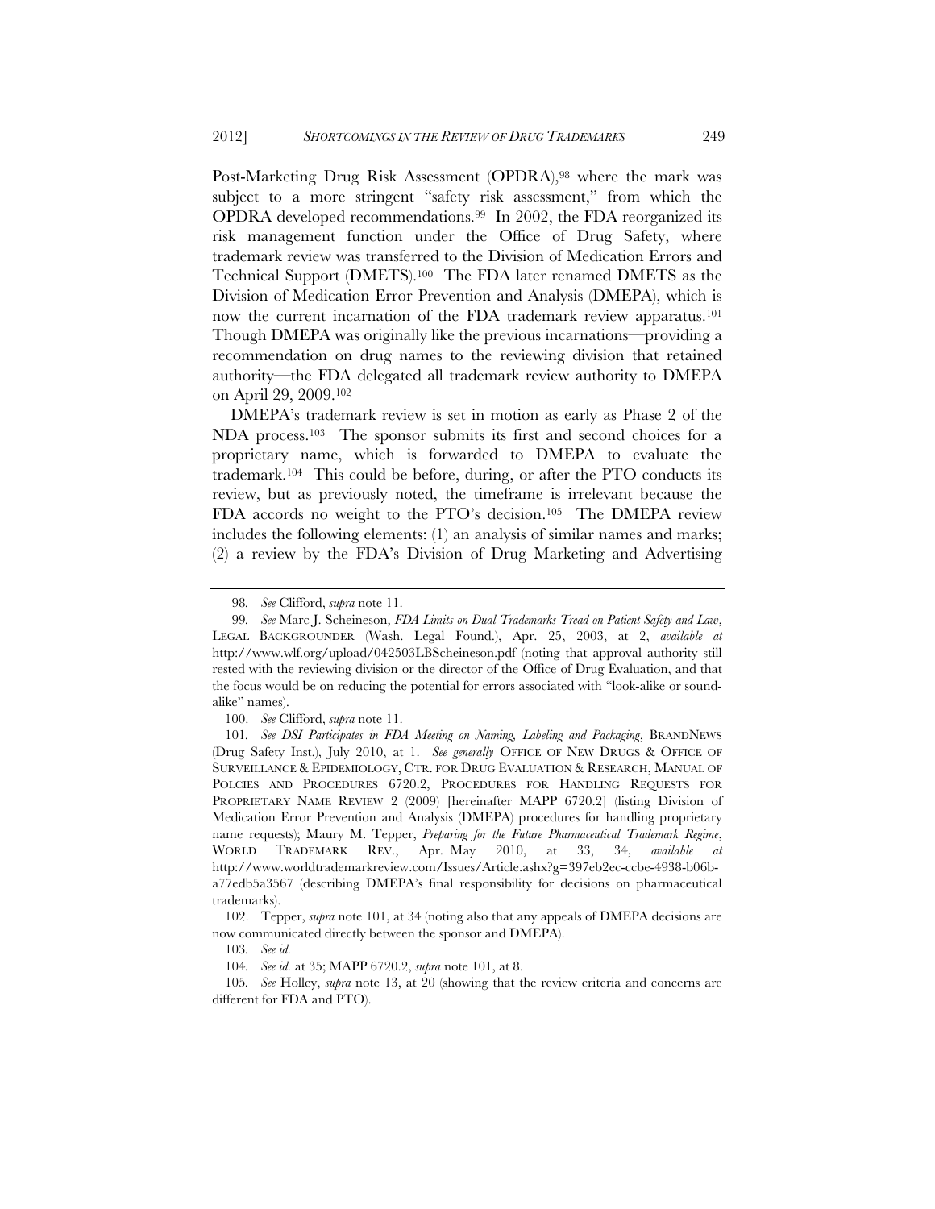Post-Marketing Drug Risk Assessment (OPDRA),[98] where the mark was subject to a more stringent "safety risk assessment," from which the OPDRA developed recommendations.[99] In 2002, the FDA reorganized its risk management function under the Office of Drug Safety, where trademark review was transferred to the Division of Medication Errors and Technical Support (DMETS).[100] The FDA later renamed DMETS as the Division of Medication Error Prevention and Analysis (DMEPA), which is now the current incarnation of the FDA trademark review apparatus.[101] Though DMEPA was originally like the previous incarnations—providing a recommendation on drug names to the reviewing division that retained authority—the FDA delegated all trademark review authority to DMEPA on April 29, 2009.[102]

DMEPA's trademark review is set in motion as early as Phase 2 of the NDA process.[103] The sponsor submits its first and second choices for a proprietary name, which is forwarded to DMEPA to evaluate the trademark.[104] This could be before, during, or after the PTO conducts its review, but as previously noted, the timeframe is irrelevant because the FDA accords no weight to the PTO's decision.[105] The DMEPA review includes the following elements: (1) an analysis of similar names and marks; (2) a review by the FDA's Division of Drug Marketing and Advertising

---

98. *See* Clifford, *supra* note 11.

99. *See* Marc J. Scheineson, *FDA Limits on Dual Trademarks Tread on Patient Safety and Law*, LEGAL BACKGROUNDER (Wash. Legal Found.), Apr. 25, 2003, at 2, *available at* http://www.wlf.org/upload/042503LBScheineson.pdf (noting that approval authority still rested with the reviewing division or the director of the Office of Drug Evaluation, and that the focus would be on reducing the potential for errors associated with "look-alike or sound-alike" names).

100. *See* Clifford, *supra* note 11.

101. *See DSI Participates in FDA Meeting on Naming, Labeling and Packaging*, BRANDNEWS (Drug Safety Inst.), July 2010, at 1. *See generally* OFFICE OF NEW DRUGS & OFFICE OF SURVEILLANCE & EPIDEMIOLOGY, CTR. FOR DRUG EVALUATION & RESEARCH, MANUAL OF POLCIES AND PROCEDURES 6720.2, PROCEDURES FOR HANDLING REQUESTS FOR PROPRIETARY NAME REVIEW 2 (2009) [hereinafter MAPP 6720.2] (listing Division of Medication Error Prevention and Analysis (DMEPA) procedures for handling proprietary name requests); Maury M. Tepper, *Preparing for the Future Pharmaceutical Trademark Regime*, WORLD TRADEMARK REV., Apr.–May 2010, at 33, 34, *available at* http://www.worldtrademarkreview.com/Issues/Article.ashx?g=397eb2ec-ccbe-4938-b06b-a77edb5a3567 (describing DMEPA's final responsibility for decisions on pharmaceutical trademarks).

102. Tepper, *supra* note 101, at 34 (noting also that any appeals of DMEPA decisions are now communicated directly between the sponsor and DMEPA).

103. *See id.*

104. *See id.* at 35; MAPP 6720.2, *supra* note 101, at 8.

105. *See* Holley, *supra* note 13, at 20 (showing that the review criteria and concerns are different for FDA and PTO).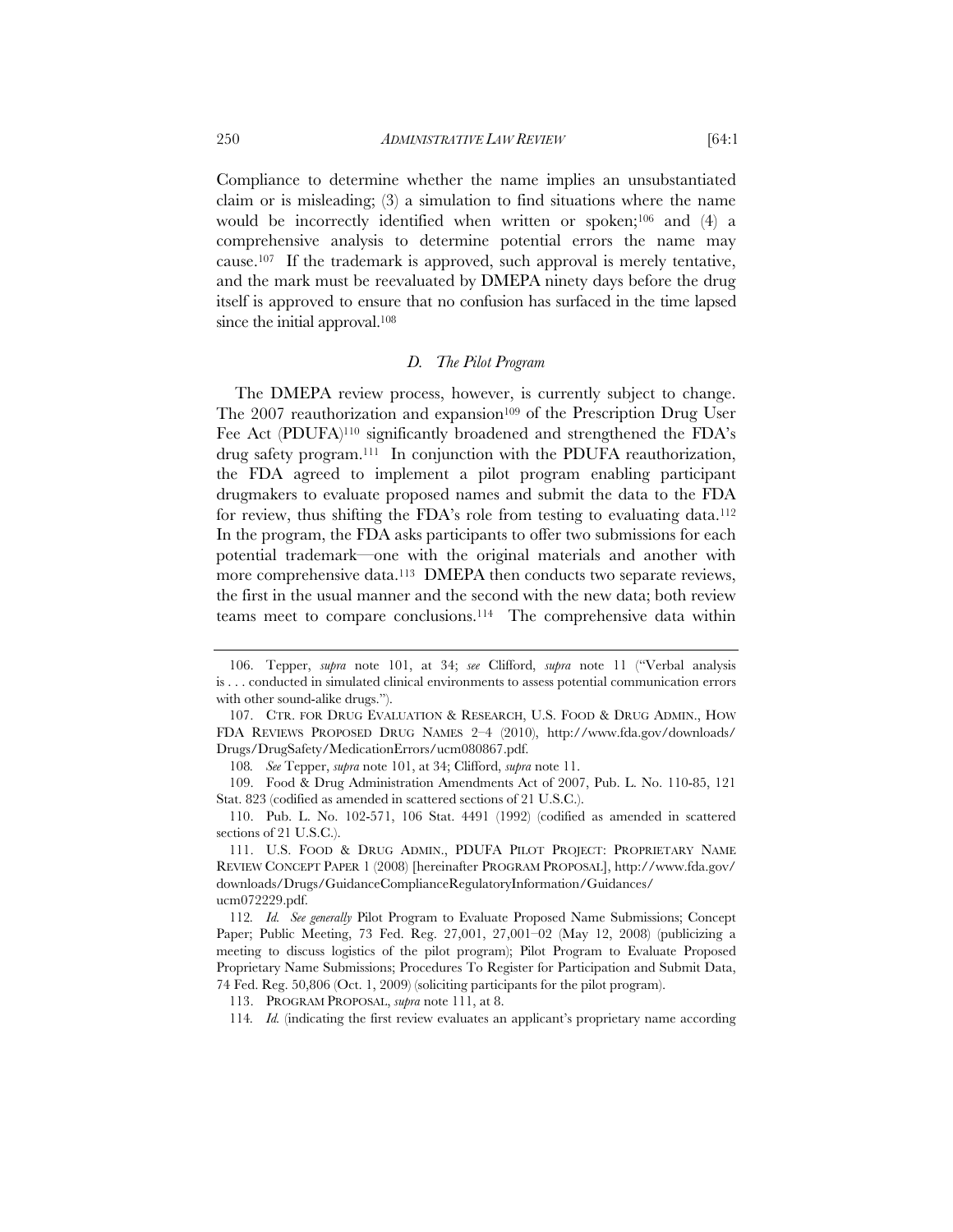Compliance to determine whether the name implies an unsubstantiated claim or is misleading; (3) a simulation to find situations where the name would be incorrectly identified when written or spoken;[106] and (4) a comprehensive analysis to determine potential errors the name may cause.[107] If the trademark is approved, such approval is merely tentative, and the mark must be reevaluated by DMEPA ninety days before the drug itself is approved to ensure that no confusion has surfaced in the time lapsed since the initial approval.[108]

### *D. The Pilot Program*

The DMEPA review process, however, is currently subject to change. The 2007 reauthorization and expansion[109] of the Prescription Drug User Fee Act (PDUFA)[110] significantly broadened and strengthened the FDA's drug safety program.[111] In conjunction with the PDUFA reauthorization, the FDA agreed to implement a pilot program enabling participant drugmakers to evaluate proposed names and submit the data to the FDA for review, thus shifting the FDA's role from testing to evaluating data.[112] In the program, the FDA asks participants to offer two submissions for each potential trademark—one with the original materials and another with more comprehensive data.[113] DMEPA then conducts two separate reviews, the first in the usual manner and the second with the new data; both review teams meet to compare conclusions.[114] The comprehensive data within

---

106. Tepper, *supra* note 101, at 34; *see* Clifford, *supra* note 11 ("Verbal analysis is . . . conducted in simulated clinical environments to assess potential communication errors with other sound-alike drugs.").

107. CTR. FOR DRUG EVALUATION & RESEARCH, U.S. FOOD & DRUG ADMIN., HOW FDA REVIEWS PROPOSED DRUG NAMES 2–4 (2010), http://www.fda.gov/downloads/Drugs/DrugSafety/MedicationErrors/ucm080867.pdf.

108. *See* Tepper, *supra* note 101, at 34; Clifford, *supra* note 11.

109. Food & Drug Administration Amendments Act of 2007, Pub. L. No. 110-85, 121 Stat. 823 (codified as amended in scattered sections of 21 U.S.C.).

110. Pub. L. No. 102-571, 106 Stat. 4491 (1992) (codified as amended in scattered sections of 21 U.S.C.).

111. U.S. FOOD & DRUG ADMIN., PDUFA PILOT PROJECT: PROPRIETARY NAME REVIEW CONCEPT PAPER 1 (2008) [hereinafter PROGRAM PROPOSAL], http://www.fda.gov/downloads/Drugs/GuidanceComplianceRegulatoryInformation/Guidances/ucm072229.pdf.

112. *Id. See generally* Pilot Program to Evaluate Proposed Name Submissions; Concept Paper; Public Meeting, 73 Fed. Reg. 27,001, 27,001–02 (May 12, 2008) (publicizing a meeting to discuss logistics of the pilot program); Pilot Program to Evaluate Proposed Proprietary Name Submissions; Procedures To Register for Participation and Submit Data, 74 Fed. Reg. 50,806 (Oct. 1, 2009) (soliciting participants for the pilot program).

113. PROGRAM PROPOSAL, *supra* note 111, at 8.

114. *Id.* (indicating the first review evaluates an applicant's proprietary name according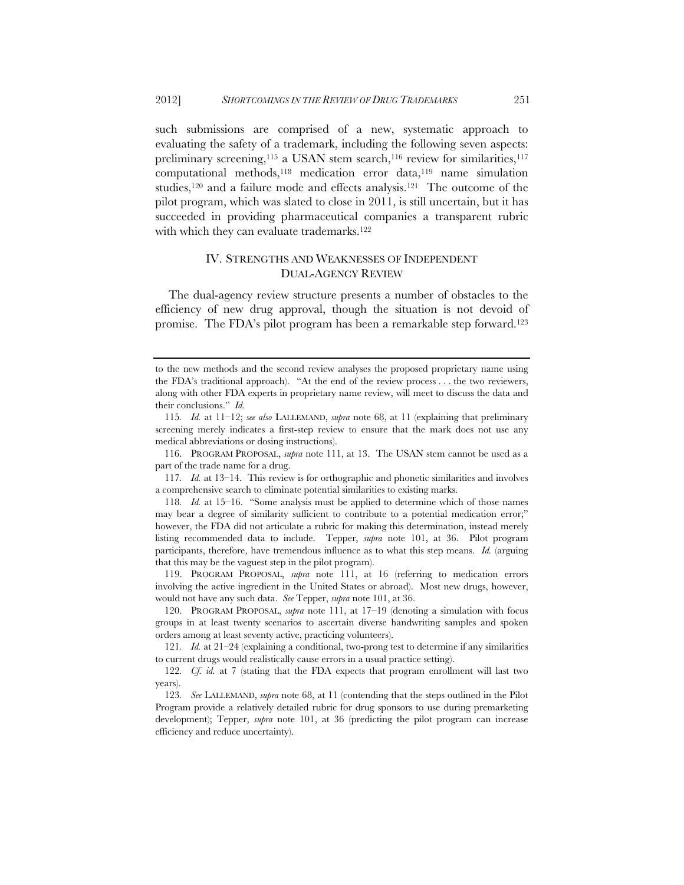such submissions are comprised of a new, systematic approach to evaluating the safety of a trademark, including the following seven aspects: preliminary screening,[115] a USAN stem search,[116] review for similarities,[117] computational methods,[118] medication error data,[119] name simulation studies,[120] and a failure mode and effects analysis.[121] The outcome of the pilot program, which was slated to close in 2011, is still uncertain, but it has succeeded in providing pharmaceutical companies a transparent rubric with which they can evaluate trademarks.[122]

## IV. STRENGTHS AND WEAKNESSES OF INDEPENDENT DUAL-AGENCY REVIEW

The dual-agency review structure presents a number of obstacles to the efficiency of new drug approval, though the situation is not devoid of promise. The FDA's pilot program has been a remarkable step forward.[123]

---

to the new methods and the second review analyses the proposed proprietary name using the FDA's traditional approach). "At the end of the review process . . . the two reviewers, along with other FDA experts in proprietary name review, will meet to discuss the data and their conclusions." *Id.*

115. *Id.* at 11–12; *see also* LALLEMAND, *supra* note 68, at 11 (explaining that preliminary screening merely indicates a first-step review to ensure that the mark does not use any medical abbreviations or dosing instructions).

116. PROGRAM PROPOSAL, *supra* note 111, at 13. The USAN stem cannot be used as a part of the trade name for a drug.

117. *Id.* at 13–14. This review is for orthographic and phonetic similarities and involves a comprehensive search to eliminate potential similarities to existing marks.

118. *Id.* at 15–16. "Some analysis must be applied to determine which of those names may bear a degree of similarity sufficient to contribute to a potential medication error;" however, the FDA did not articulate a rubric for making this determination, instead merely listing recommended data to include. Tepper, *supra* note 101, at 36. Pilot program participants, therefore, have tremendous influence as to what this step means. *Id.* (arguing that this may be the vaguest step in the pilot program).

119. PROGRAM PROPOSAL, *supra* note 111, at 16 (referring to medication errors involving the active ingredient in the United States or abroad). Most new drugs, however, would not have any such data. *See* Tepper, *supra* note 101, at 36.

120. PROGRAM PROPOSAL, *supra* note 111, at 17–19 (denoting a simulation with focus groups in at least twenty scenarios to ascertain diverse handwriting samples and spoken orders among at least seventy active, practicing volunteers).

121. *Id.* at 21–24 (explaining a conditional, two-prong test to determine if any similarities to current drugs would realistically cause errors in a usual practice setting).

122. *Cf. id.* at 7 (stating that the FDA expects that program enrollment will last two years).

123. *See* LALLEMAND, *supra* note 68, at 11 (contending that the steps outlined in the Pilot Program provide a relatively detailed rubric for drug sponsors to use during premarketing development); Tepper, *supra* note 101, at 36 (predicting the pilot program can increase efficiency and reduce uncertainty).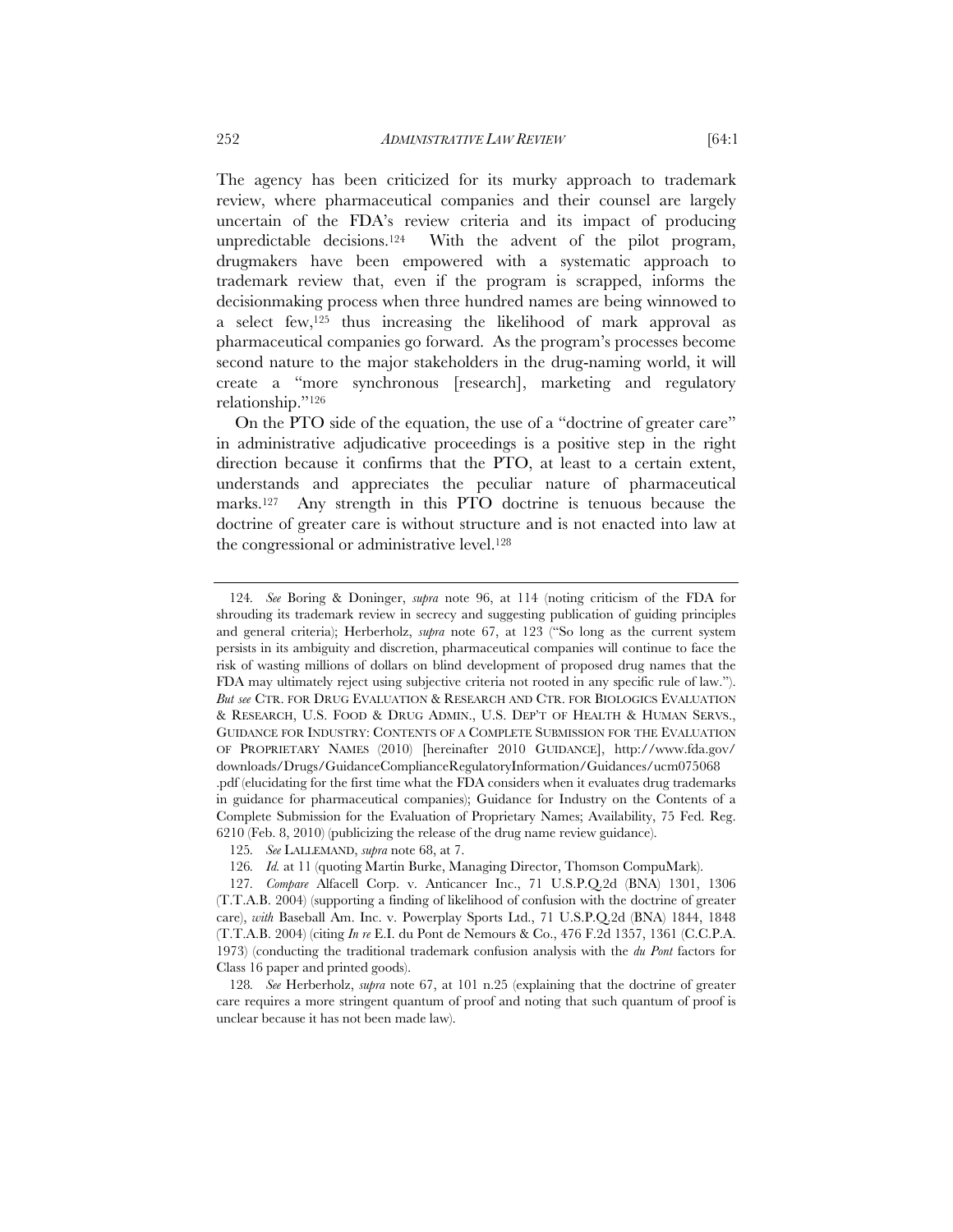The agency has been criticized for its murky approach to trademark review, where pharmaceutical companies and their counsel are largely uncertain of the FDA's review criteria and its impact of producing unpredictable decisions.[124] With the advent of the pilot program, drugmakers have been empowered with a systematic approach to trademark review that, even if the program is scrapped, informs the decisionmaking process when three hundred names are being winnowed to a select few,[125] thus increasing the likelihood of mark approval as pharmaceutical companies go forward. As the program's processes become second nature to the major stakeholders in the drug-naming world, it will create a "more synchronous [research], marketing and regulatory relationship."[126]

On the PTO side of the equation, the use of a "doctrine of greater care" in administrative adjudicative proceedings is a positive step in the right direction because it confirms that the PTO, at least to a certain extent, understands and appreciates the peculiar nature of pharmaceutical marks.[127] Any strength in this PTO doctrine is tenuous because the doctrine of greater care is without structure and is not enacted into law at the congressional or administrative level.[128]

---

124. *See* Boring & Doninger, *supra* note 96, at 114 (noting criticism of the FDA for shrouding its trademark review in secrecy and suggesting publication of guiding principles and general criteria); Herberholz, *supra* note 67, at 123 ("So long as the current system persists in its ambiguity and discretion, pharmaceutical companies will continue to face the risk of wasting millions of dollars on blind development of proposed drug names that the FDA may ultimately reject using subjective criteria not rooted in any specific rule of law."). *But see* CTR. FOR DRUG EVALUATION & RESEARCH AND CTR. FOR BIOLOGICS EVALUATION & RESEARCH, U.S. FOOD & DRUG ADMIN., U.S. DEP'T OF HEALTH & HUMAN SERVS., GUIDANCE FOR INDUSTRY: CONTENTS OF A COMPLETE SUBMISSION FOR THE EVALUATION OF PROPRIETARY NAMES (2010) [hereinafter 2010 GUIDANCE], http://www.fda.gov/downloads/Drugs/GuidanceComplianceRegulatoryInformation/Guidances/ucm075068.pdf (elucidating for the first time what the FDA considers when it evaluates drug trademarks in guidance for pharmaceutical companies); Guidance for Industry on the Contents of a Complete Submission for the Evaluation of Proprietary Names; Availability, 75 Fed. Reg. 6210 (Feb. 8, 2010) (publicizing the release of the drug name review guidance).

125. *See* LALLEMAND, *supra* note 68, at 7.

126. *Id.* at 11 (quoting Martin Burke, Managing Director, Thomson CompuMark).

127. *Compare* Alfacell Corp. v. Anticancer Inc., 71 U.S.P.Q.2d (BNA) 1301, 1306 (T.T.A.B. 2004) (supporting a finding of likelihood of confusion with the doctrine of greater care), *with* Baseball Am. Inc. v. Powerplay Sports Ltd., 71 U.S.P.Q.2d (BNA) 1844, 1848 (T.T.A.B. 2004) (citing *In re* E.I. du Pont de Nemours & Co., 476 F.2d 1357, 1361 (C.C.P.A. 1973) (conducting the traditional trademark confusion analysis with the *du Pont* factors for Class 16 paper and printed goods).

128. *See* Herberholz, *supra* note 67, at 101 n.25 (explaining that the doctrine of greater care requires a more stringent quantum of proof and noting that such quantum of proof is unclear because it has not been made law).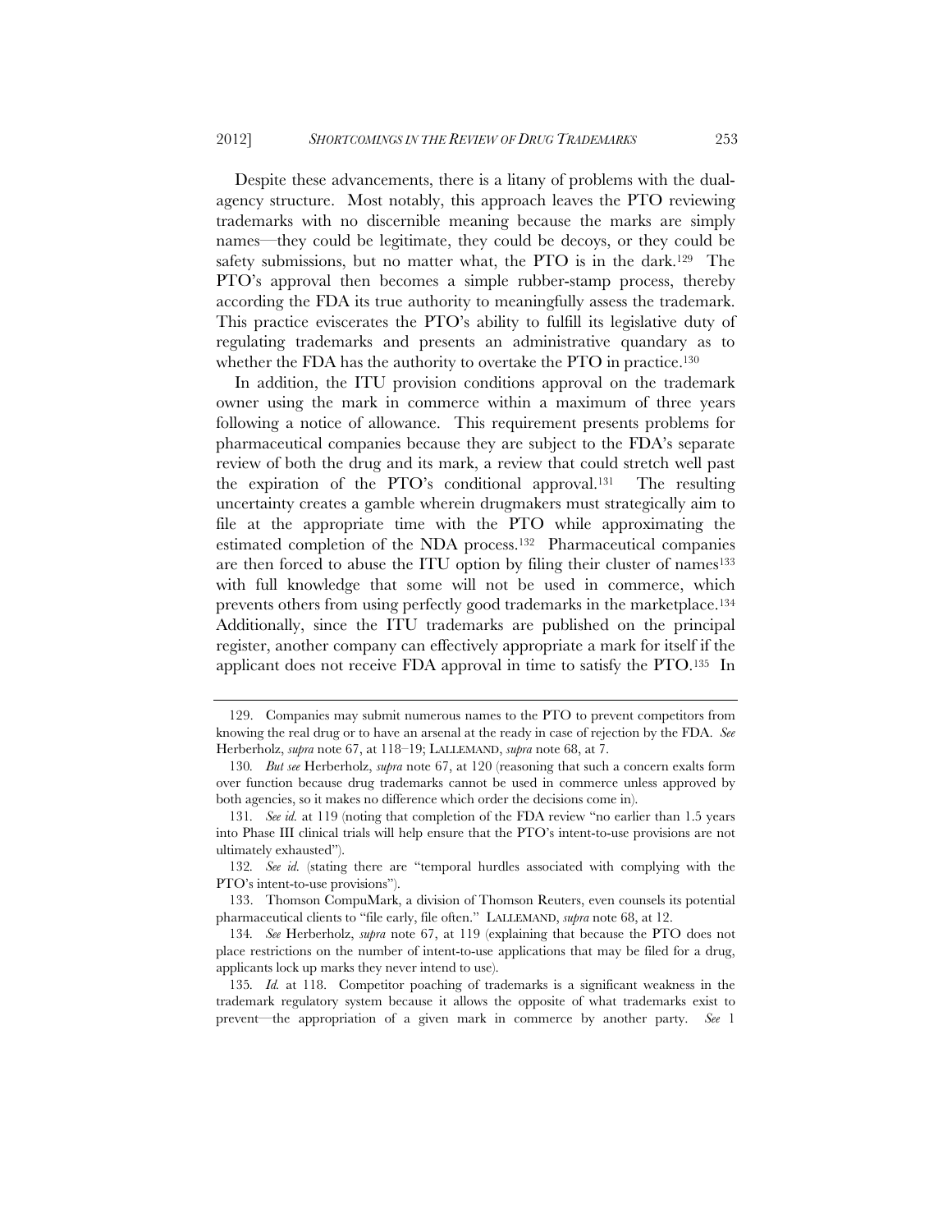Despite these advancements, there is a litany of problems with the dual-agency structure. Most notably, this approach leaves the PTO reviewing trademarks with no discernible meaning because the marks are simply names—they could be legitimate, they could be decoys, or they could be safety submissions, but no matter what, the PTO is in the dark.[129] The PTO's approval then becomes a simple rubber-stamp process, thereby according the FDA its true authority to meaningfully assess the trademark. This practice eviscerates the PTO's ability to fulfill its legislative duty of regulating trademarks and presents an administrative quandary as to whether the FDA has the authority to overtake the PTO in practice.[130]

In addition, the ITU provision conditions approval on the trademark owner using the mark in commerce within a maximum of three years following a notice of allowance. This requirement presents problems for pharmaceutical companies because they are subject to the FDA's separate review of both the drug and its mark, a review that could stretch well past the expiration of the PTO's conditional approval.[131] The resulting uncertainty creates a gamble wherein drugmakers must strategically aim to file at the appropriate time with the PTO while approximating the estimated completion of the NDA process.[132] Pharmaceutical companies are then forced to abuse the ITU option by filing their cluster of names[133] with full knowledge that some will not be used in commerce, which prevents others from using perfectly good trademarks in the marketplace.[134] Additionally, since the ITU trademarks are published on the principal register, another company can effectively appropriate a mark for itself if the applicant does not receive FDA approval in time to satisfy the PTO.[135] In

---

129. Companies may submit numerous names to the PTO to prevent competitors from knowing the real drug or to have an arsenal at the ready in case of rejection by the FDA. *See* Herberholz, *supra* note 67, at 118–19; LALLEMAND, *supra* note 68, at 7.

130. *But see* Herberholz, *supra* note 67, at 120 (reasoning that such a concern exalts form over function because drug trademarks cannot be used in commerce unless approved by both agencies, so it makes no difference which order the decisions come in).

131. *See id.* at 119 (noting that completion of the FDA review "no earlier than 1.5 years into Phase III clinical trials will help ensure that the PTO's intent-to-use provisions are not ultimately exhausted").

132. *See id.* (stating there are "temporal hurdles associated with complying with the PTO's intent-to-use provisions").

133. Thomson CompuMark, a division of Thomson Reuters, even counsels its potential pharmaceutical clients to "file early, file often." LALLEMAND, *supra* note 68, at 12.

134. *See* Herberholz, *supra* note 67, at 119 (explaining that because the PTO does not place restrictions on the number of intent-to-use applications that may be filed for a drug, applicants lock up marks they never intend to use).

135. *Id.* at 118. Competitor poaching of trademarks is a significant weakness in the trademark regulatory system because it allows the opposite of what trademarks exist to prevent—the appropriation of a given mark in commerce by another party. *See* 1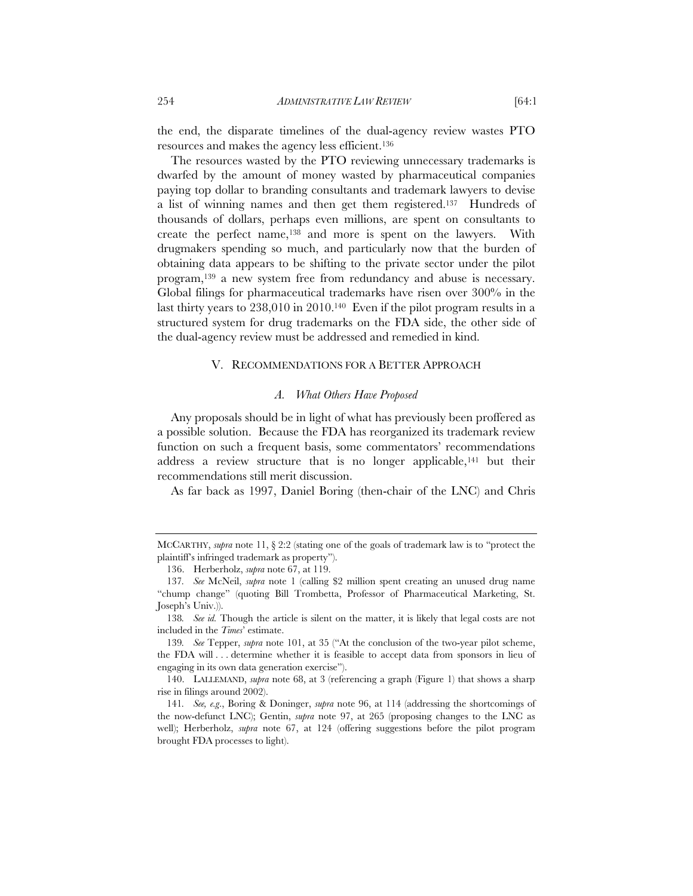the end, the disparate timelines of the dual-agency review wastes PTO resources and makes the agency less efficient.[136]

The resources wasted by the PTO reviewing unnecessary trademarks is dwarfed by the amount of money wasted by pharmaceutical companies paying top dollar to branding consultants and trademark lawyers to devise a list of winning names and then get them registered.[137] Hundreds of thousands of dollars, perhaps even millions, are spent on consultants to create the perfect name,[138] and more is spent on the lawyers. With drugmakers spending so much, and particularly now that the burden of obtaining data appears to be shifting to the private sector under the pilot program,[139] a new system free from redundancy and abuse is necessary. Global filings for pharmaceutical trademarks have risen over 300% in the last thirty years to 238,010 in 2010.[140] Even if the pilot program results in a structured system for drug trademarks on the FDA side, the other side of the dual-agency review must be addressed and remedied in kind.

## V. RECOMMENDATIONS FOR A BETTER APPROACH

### *A. What Others Have Proposed*

Any proposals should be in light of what has previously been proffered as a possible solution. Because the FDA has reorganized its trademark review function on such a frequent basis, some commentators' recommendations address a review structure that is no longer applicable,[141] but their recommendations still merit discussion.

As far back as 1997, Daniel Boring (then-chair of the LNC) and Chris

---

MCCARTHY, *supra* note 11, § 2:2 (stating one of the goals of trademark law is to "protect the plaintiff's infringed trademark as property").

136. Herberholz, *supra* note 67, at 119.

137. *See* McNeil, *supra* note 1 (calling $2 million spent creating an unused drug name "chump change" (quoting Bill Trombetta, Professor of Pharmaceutical Marketing, St. Joseph's Univ.)).

138. *See id.* Though the article is silent on the matter, it is likely that legal costs are not included in the *Times*' estimate.

139. *See* Tepper, *supra* note 101, at 35 ("At the conclusion of the two-year pilot scheme, the FDA will . . . determine whether it is feasible to accept data from sponsors in lieu of engaging in its own data generation exercise").

140. LALLEMAND, *supra* note 68, at 3 (referencing a graph (Figure 1) that shows a sharp rise in filings around 2002).

141. *See, e.g.*, Boring & Doninger, *supra* note 96, at 114 (addressing the shortcomings of the now-defunct LNC); Gentin, *supra* note 97, at 265 (proposing changes to the LNC as well); Herberholz, *supra* note 67, at 124 (offering suggestions before the pilot program brought FDA processes to light).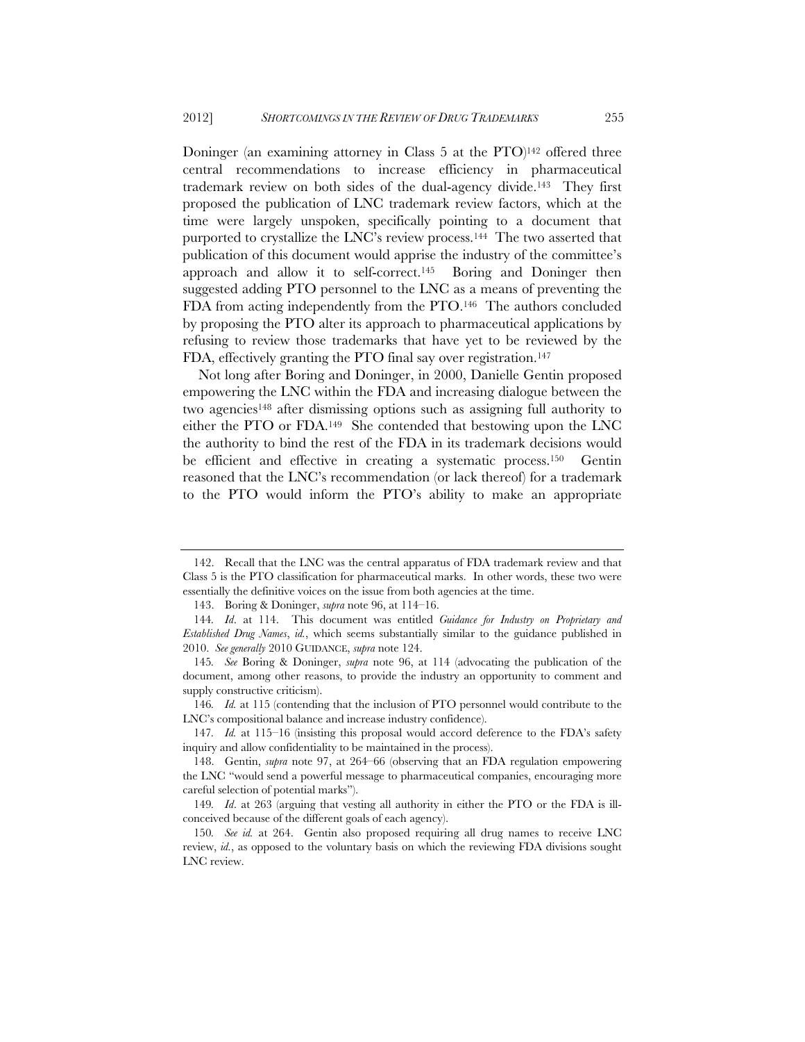Doninger (an examining attorney in Class 5 at the PTO)[142] offered three central recommendations to increase efficiency in pharmaceutical trademark review on both sides of the dual-agency divide.[143] They first proposed the publication of LNC trademark review factors, which at the time were largely unspoken, specifically pointing to a document that purported to crystallize the LNC's review process.[144] The two asserted that publication of this document would apprise the industry of the committee's approach and allow it to self-correct.[145] Boring and Doninger then suggested adding PTO personnel to the LNC as a means of preventing the FDA from acting independently from the PTO.[146] The authors concluded by proposing the PTO alter its approach to pharmaceutical applications by refusing to review those trademarks that have yet to be reviewed by the FDA, effectively granting the PTO final say over registration.[147]

Not long after Boring and Doninger, in 2000, Danielle Gentin proposed empowering the LNC within the FDA and increasing dialogue between the two agencies[148] after dismissing options such as assigning full authority to either the PTO or FDA.[149] She contended that bestowing upon the LNC the authority to bind the rest of the FDA in its trademark decisions would be efficient and effective in creating a systematic process.[150] Gentin reasoned that the LNC's recommendation (or lack thereof) for a trademark to the PTO would inform the PTO's ability to make an appropriate

---

142. Recall that the LNC was the central apparatus of FDA trademark review and that Class 5 is the PTO classification for pharmaceutical marks. In other words, these two were essentially the definitive voices on the issue from both agencies at the time.

143. Boring & Doninger, *supra* note 96, at 114–16.

144. *Id*. at 114. This document was entitled *Guidance for Industry on Proprietary and Established Drug Names*, *id.*, which seems substantially similar to the guidance published in 2010. *See generally* 2010 GUIDANCE, *supra* note 124.

145. *See* Boring & Doninger, *supra* note 96, at 114 (advocating the publication of the document, among other reasons, to provide the industry an opportunity to comment and supply constructive criticism).

146. *Id.* at 115 (contending that the inclusion of PTO personnel would contribute to the LNC's compositional balance and increase industry confidence).

147. *Id.* at 115–16 (insisting this proposal would accord deference to the FDA's safety inquiry and allow confidentiality to be maintained in the process).

148. Gentin, *supra* note 97, at 264–66 (observing that an FDA regulation empowering the LNC "would send a powerful message to pharmaceutical companies, encouraging more careful selection of potential marks").

149. *Id*. at 263 (arguing that vesting all authority in either the PTO or the FDA is ill-conceived because of the different goals of each agency).

150. *See id.* at 264. Gentin also proposed requiring all drug names to receive LNC review, *id.*, as opposed to the voluntary basis on which the reviewing FDA divisions sought LNC review.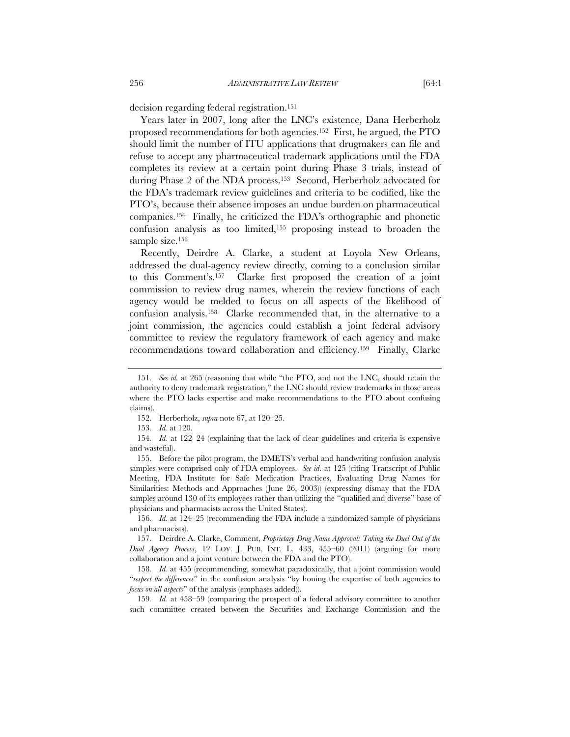decision regarding federal registration.[151]

Years later in 2007, long after the LNC's existence, Dana Herberholz proposed recommendations for both agencies.[152] First, he argued, the PTO should limit the number of ITU applications that drugmakers can file and refuse to accept any pharmaceutical trademark applications until the FDA completes its review at a certain point during Phase 3 trials, instead of during Phase 2 of the NDA process.[153] Second, Herberholz advocated for the FDA's trademark review guidelines and criteria to be codified, like the PTO's, because their absence imposes an undue burden on pharmaceutical companies.[154] Finally, he criticized the FDA's orthographic and phonetic confusion analysis as too limited,[155] proposing instead to broaden the sample size.[156]

Recently, Deirdre A. Clarke, a student at Loyola New Orleans, addressed the dual-agency review directly, coming to a conclusion similar to this Comment's.[157] Clarke first proposed the creation of a joint commission to review drug names, wherein the review functions of each agency would be melded to focus on all aspects of the likelihood of confusion analysis.[158] Clarke recommended that, in the alternative to a joint commission, the agencies could establish a joint federal advisory committee to review the regulatory framework of each agency and make recommendations toward collaboration and efficiency.[159] Finally, Clarke

---

151. *See id.* at 265 (reasoning that while "the PTO, and not the LNC, should retain the authority to deny trademark registration," the LNC should review trademarks in those areas where the PTO lacks expertise and make recommendations to the PTO about confusing claims).

152. Herberholz, *supra* note 67, at 120–25.

153. *Id.* at 120.

154. *Id.* at 122–24 (explaining that the lack of clear guidelines and criteria is expensive and wasteful).

155. Before the pilot program, the DMETS's verbal and handwriting confusion analysis samples were comprised only of FDA employees. *See id*. at 125 (citing Transcript of Public Meeting, FDA Institute for Safe Medication Practices, Evaluating Drug Names for Similarities: Methods and Approaches (June 26, 2003)) (expressing dismay that the FDA samples around 130 of its employees rather than utilizing the "qualified and diverse" base of physicians and pharmacists across the United States).

156. *Id.* at 124–25 (recommending the FDA include a randomized sample of physicians and pharmacists).

157. Deirdre A. Clarke, Comment, *Proprietary Drug Name Approval: Taking the Duel Out of the Dual Agency Process*, 12 LOY. J. PUB. INT. L. 433, 455–60 (2011) (arguing for more collaboration and a joint venture between the FDA and the PTO).

158. *Id.* at 455 (recommending, somewhat paradoxically, that a joint commission would "*respect the differences*" in the confusion analysis "by honing the expertise of both agencies to *focus on all aspects*" of the analysis (emphases added)).

159. *Id.* at 458–59 (comparing the prospect of a federal advisory committee to another such committee created between the Securities and Exchange Commission and the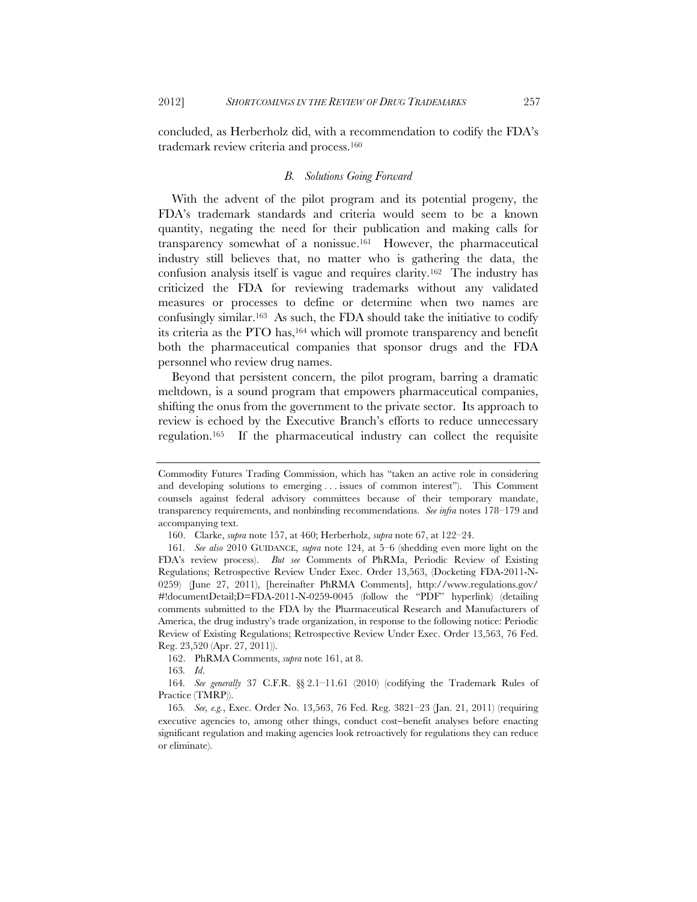concluded, as Herberholz did, with a recommendation to codify the FDA's trademark review criteria and process.[160]

### *B. Solutions Going Forward*

With the advent of the pilot program and its potential progeny, the FDA's trademark standards and criteria would seem to be a known quantity, negating the need for their publication and making calls for transparency somewhat of a nonissue.[161] However, the pharmaceutical industry still believes that, no matter who is gathering the data, the confusion analysis itself is vague and requires clarity.[162] The industry has criticized the FDA for reviewing trademarks without any validated measures or processes to define or determine when two names are confusingly similar.[163] As such, the FDA should take the initiative to codify its criteria as the PTO has,[164] which will promote transparency and benefit both the pharmaceutical companies that sponsor drugs and the FDA personnel who review drug names.

Beyond that persistent concern, the pilot program, barring a dramatic meltdown, is a sound program that empowers pharmaceutical companies, shifting the onus from the government to the private sector. Its approach to review is echoed by the Executive Branch's efforts to reduce unnecessary regulation.[165] If the pharmaceutical industry can collect the requisite

---

Commodity Futures Trading Commission, which has "taken an active role in considering and developing solutions to emerging . . . issues of common interest"). This Comment counsels against federal advisory committees because of their temporary mandate, transparency requirements, and nonbinding recommendations. *See infra* notes 178–179 and accompanying text.

160. Clarke, *supra* note 157, at 460; Herberholz, *supra* note 67, at 122–24.

161. *See also* 2010 GUIDANCE, *supra* note 124, at 5–6 (shedding even more light on the FDA's review process). *But see* Comments of PhRMa, Periodic Review of Existing Regulations; Retrospective Review Under Exec. Order 13,563, (Docketing FDA-2011-N-0259) (June 27, 2011), [hereinafter PhRMA Comments], http://www.regulations.gov/#!documentDetail;D=FDA-2011-N-0259-0045 (follow the "PDF" hyperlink) (detailing comments submitted to the FDA by the Pharmaceutical Research and Manufacturers of America, the drug industry's trade organization, in response to the following notice: Periodic Review of Existing Regulations; Retrospective Review Under Exec. Order 13,563, 76 Fed. Reg. 23,520 (Apr. 27, 2011)).

162. PhRMA Comments, *supra* note 161, at 8.

163. *Id.*

164. *See generally* 37 C.F.R. §§ 2.1–11.61 (2010) (codifying the Trademark Rules of Practice (TMRP)).

165. *See, e.g.*, Exec. Order No. 13,563, 76 Fed. Reg. 3821–23 (Jan. 21, 2011) (requiring executive agencies to, among other things, conduct cost–benefit analyses before enacting significant regulation and making agencies look retroactively for regulations they can reduce or eliminate).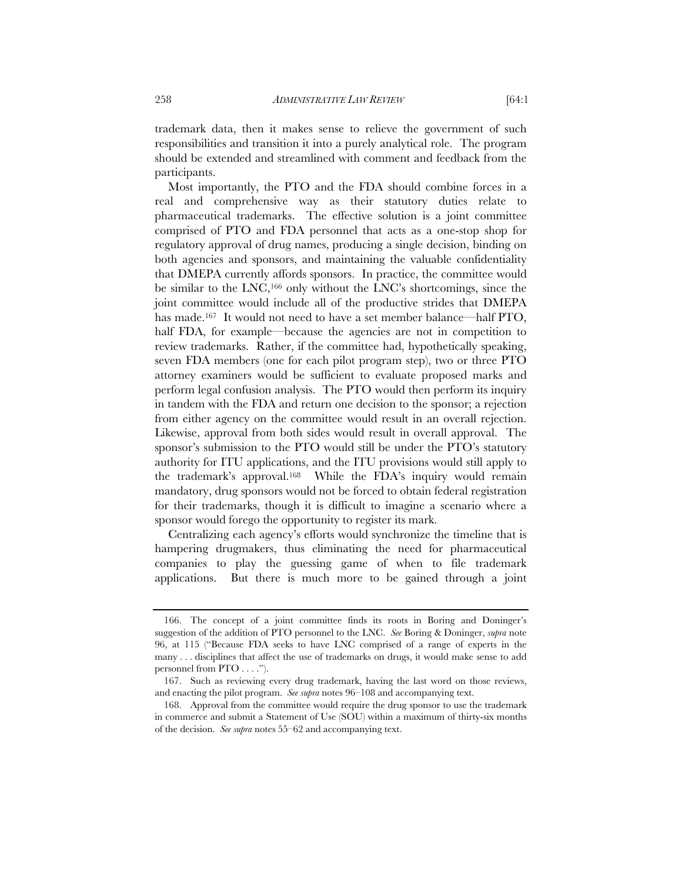trademark data, then it makes sense to relieve the government of such responsibilities and transition it into a purely analytical role. The program should be extended and streamlined with comment and feedback from the participants.

Most importantly, the PTO and the FDA should combine forces in a real and comprehensive way as their statutory duties relate to pharmaceutical trademarks. The effective solution is a joint committee comprised of PTO and FDA personnel that acts as a one-stop shop for regulatory approval of drug names, producing a single decision, binding on both agencies and sponsors, and maintaining the valuable confidentiality that DMEPA currently affords sponsors. In practice, the committee would be similar to the LNC,[166] only without the LNC's shortcomings, since the joint committee would include all of the productive strides that DMEPA has made.[167] It would not need to have a set member balance—half PTO, half FDA, for example—because the agencies are not in competition to review trademarks. Rather, if the committee had, hypothetically speaking, seven FDA members (one for each pilot program step), two or three PTO attorney examiners would be sufficient to evaluate proposed marks and perform legal confusion analysis. The PTO would then perform its inquiry in tandem with the FDA and return one decision to the sponsor; a rejection from either agency on the committee would result in an overall rejection. Likewise, approval from both sides would result in overall approval. The sponsor's submission to the PTO would still be under the PTO's statutory authority for ITU applications, and the ITU provisions would still apply to the trademark's approval.[168] While the FDA's inquiry would remain mandatory, drug sponsors would not be forced to obtain federal registration for their trademarks, though it is difficult to imagine a scenario where a sponsor would forego the opportunity to register its mark.

Centralizing each agency's efforts would synchronize the timeline that is hampering drugmakers, thus eliminating the need for pharmaceutical companies to play the guessing game of when to file trademark applications. But there is much more to be gained through a joint

---

166. The concept of a joint committee finds its roots in Boring and Doninger's suggestion of the addition of PTO personnel to the LNC. *See* Boring & Doninger, *supra* note 96, at 115 ("Because FDA seeks to have LNC comprised of a range of experts in the many . . . disciplines that affect the use of trademarks on drugs, it would make sense to add personnel from PTO . . . .").

167. Such as reviewing every drug trademark, having the last word on those reviews, and enacting the pilot program. *See supra* notes 96–108 and accompanying text.

168. Approval from the committee would require the drug sponsor to use the trademark in commerce and submit a Statement of Use (SOU) within a maximum of thirty-six months of the decision. *See supra* notes 55–62 and accompanying text.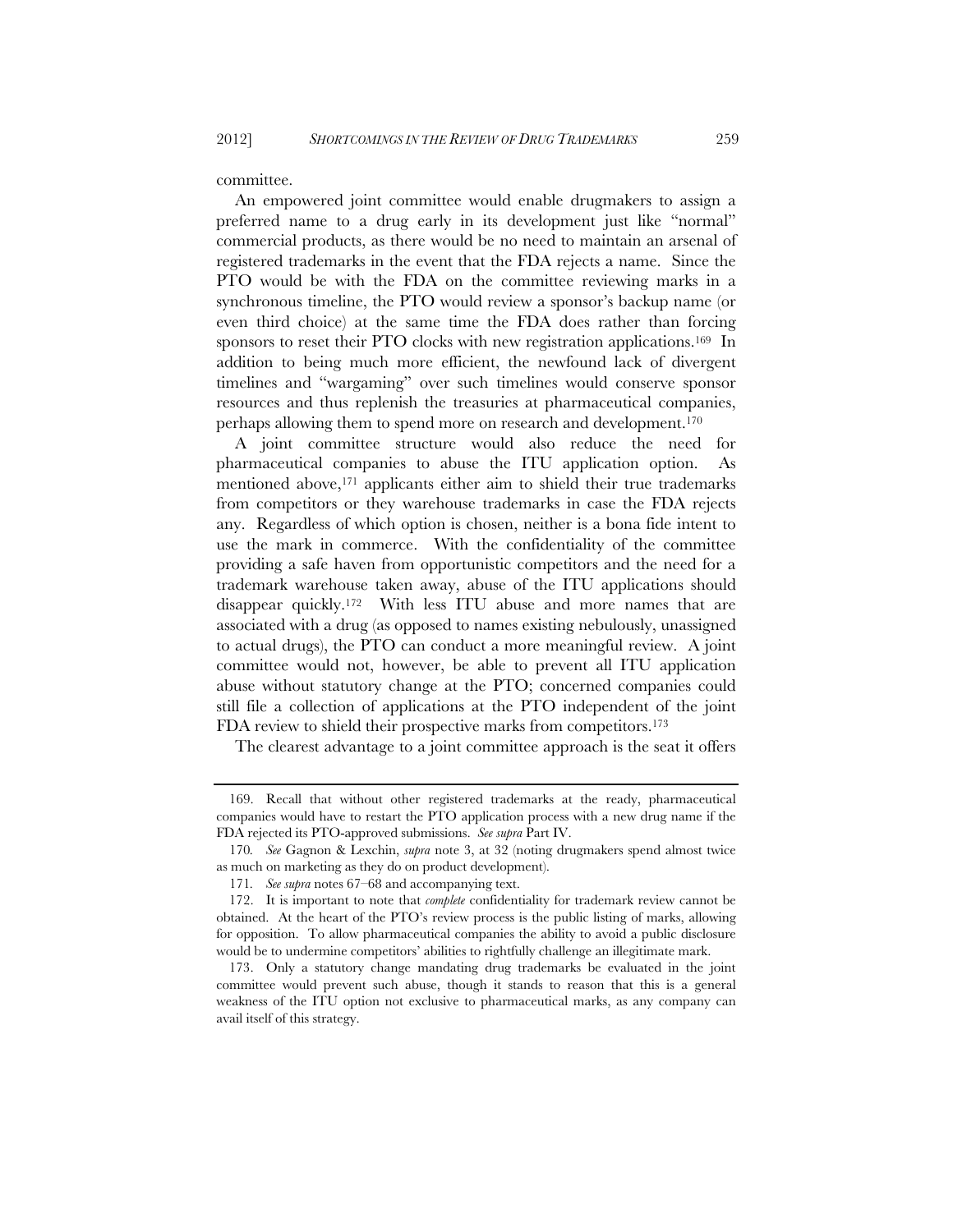committee.

An empowered joint committee would enable drugmakers to assign a preferred name to a drug early in its development just like "normal" commercial products, as there would be no need to maintain an arsenal of registered trademarks in the event that the FDA rejects a name. Since the PTO would be with the FDA on the committee reviewing marks in a synchronous timeline, the PTO would review a sponsor's backup name (or even third choice) at the same time the FDA does rather than forcing sponsors to reset their PTO clocks with new registration applications.[169] In addition to being much more efficient, the newfound lack of divergent timelines and "wargaming" over such timelines would conserve sponsor resources and thus replenish the treasuries at pharmaceutical companies, perhaps allowing them to spend more on research and development.[170]

A joint committee structure would also reduce the need for pharmaceutical companies to abuse the ITU application option. As mentioned above,[171] applicants either aim to shield their true trademarks from competitors or they warehouse trademarks in case the FDA rejects any. Regardless of which option is chosen, neither is a bona fide intent to use the mark in commerce. With the confidentiality of the committee providing a safe haven from opportunistic competitors and the need for a trademark warehouse taken away, abuse of the ITU applications should disappear quickly.[172] With less ITU abuse and more names that are associated with a drug (as opposed to names existing nebulously, unassigned to actual drugs), the PTO can conduct a more meaningful review. A joint committee would not, however, be able to prevent all ITU application abuse without statutory change at the PTO; concerned companies could still file a collection of applications at the PTO independent of the joint FDA review to shield their prospective marks from competitors.[173]

The clearest advantage to a joint committee approach is the seat it offers

---

169. Recall that without other registered trademarks at the ready, pharmaceutical companies would have to restart the PTO application process with a new drug name if the FDA rejected its PTO-approved submissions. *See supra* Part IV.

170. *See* Gagnon & Lexchin, *supra* note 3, at 32 (noting drugmakers spend almost twice as much on marketing as they do on product development).

171. *See supra* notes 67–68 and accompanying text.

172. It is important to note that *complete* confidentiality for trademark review cannot be obtained. At the heart of the PTO's review process is the public listing of marks, allowing for opposition. To allow pharmaceutical companies the ability to avoid a public disclosure would be to undermine competitors' abilities to rightfully challenge an illegitimate mark.

173. Only a statutory change mandating drug trademarks be evaluated in the joint committee would prevent such abuse, though it stands to reason that this is a general weakness of the ITU option not exclusive to pharmaceutical marks, as any company can avail itself of this strategy.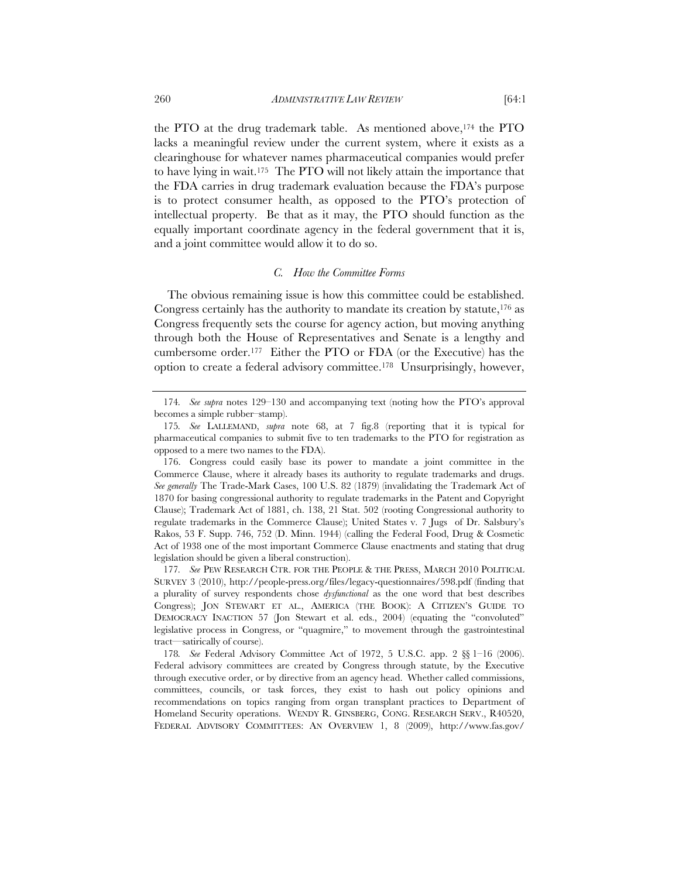the PTO at the drug trademark table. As mentioned above,[174] the PTO lacks a meaningful review under the current system, where it exists as a clearinghouse for whatever names pharmaceutical companies would prefer to have lying in wait.[175] The PTO will not likely attain the importance that the FDA carries in drug trademark evaluation because the FDA's purpose is to protect consumer health, as opposed to the PTO's protection of intellectual property. Be that as it may, the PTO should function as the equally important coordinate agency in the federal government that it is, and a joint committee would allow it to do so.

### *C. How the Committee Forms*

The obvious remaining issue is how this committee could be established. Congress certainly has the authority to mandate its creation by statute,[176] as Congress frequently sets the course for agency action, but moving anything through both the House of Representatives and Senate is a lengthy and cumbersome order.[177] Either the PTO or FDA (or the Executive) has the option to create a federal advisory committee.[178] Unsurprisingly, however,

---

174. *See supra* notes 129–130 and accompanying text (noting how the PTO's approval becomes a simple rubber–stamp).

175. *See* LALLEMAND, *supra* note 68, at 7 fig.8 (reporting that it is typical for pharmaceutical companies to submit five to ten trademarks to the PTO for registration as opposed to a mere two names to the FDA).

176. Congress could easily base its power to mandate a joint committee in the Commerce Clause, where it already bases its authority to regulate trademarks and drugs. *See generally* The Trade-Mark Cases, 100 U.S. 82 (1879) (invalidating the Trademark Act of 1870 for basing congressional authority to regulate trademarks in the Patent and Copyright Clause); Trademark Act of 1881, ch. 138, 21 Stat. 502 (rooting Congressional authority to regulate trademarks in the Commerce Clause); United States v. 7 Jugs of Dr. Salsbury's Rakos, 53 F. Supp. 746, 752 (D. Minn. 1944) (calling the Federal Food, Drug & Cosmetic Act of 1938 one of the most important Commerce Clause enactments and stating that drug legislation should be given a liberal construction).

177. *See* PEW RESEARCH CTR. FOR THE PEOPLE & THE PRESS, MARCH 2010 POLITICAL SURVEY 3 (2010), http://people-press.org/files/legacy-questionnaires/598.pdf (finding that a plurality of survey respondents chose *dysfunctional* as the one word that best describes Congress); JON STEWART ET AL., AMERICA (THE BOOK): A CITIZEN'S GUIDE TO DEMOCRACY INACTION 57 (Jon Stewart et al. eds., 2004) (equating the "convoluted" legislative process in Congress, or "quagmire," to movement through the gastrointestinal tract—satirically of course).

178. *See* Federal Advisory Committee Act of 1972, 5 U.S.C. app. 2 §§ 1–16 (2006). Federal advisory committees are created by Congress through statute, by the Executive through executive order, or by directive from an agency head. Whether called commissions, committees, councils, or task forces, they exist to hash out policy opinions and recommendations on topics ranging from organ transplant practices to Department of Homeland Security operations. WENDY R. GINSBERG, CONG. RESEARCH SERV., R40520, FEDERAL ADVISORY COMMITTEES: AN OVERVIEW 1, 8 (2009), http://www.fas.gov/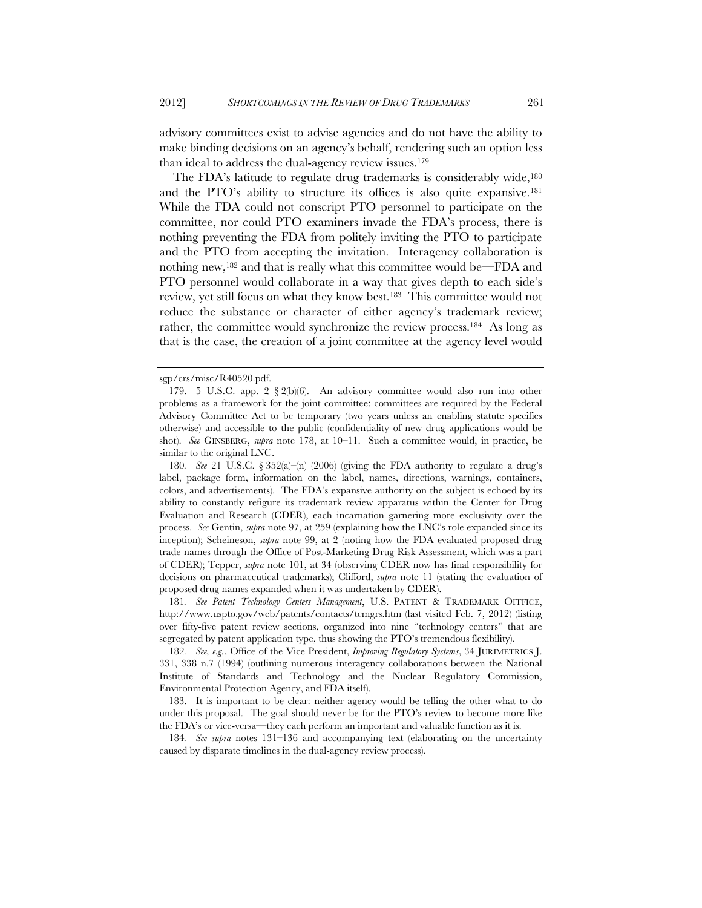advisory committees exist to advise agencies and do not have the ability to make binding decisions on an agency's behalf, rendering such an option less than ideal to address the dual-agency review issues.[179]

The FDA's latitude to regulate drug trademarks is considerably wide,[180] and the PTO's ability to structure its offices is also quite expansive.[181] While the FDA could not conscript PTO personnel to participate on the committee, nor could PTO examiners invade the FDA's process, there is nothing preventing the FDA from politely inviting the PTO to participate and the PTO from accepting the invitation. Interagency collaboration is nothing new,[182] and that is really what this committee would be—FDA and PTO personnel would collaborate in a way that gives depth to each side's review, yet still focus on what they know best.[183] This committee would not reduce the substance or character of either agency's trademark review; rather, the committee would synchronize the review process.[184] As long as that is the case, the creation of a joint committee at the agency level would

---

sgp/crs/misc/R40520.pdf.

179. 5 U.S.C. app. 2 § 2(b)(6). An advisory committee would also run into other problems as a framework for the joint committee: committees are required by the Federal Advisory Committee Act to be temporary (two years unless an enabling statute specifies otherwise) and accessible to the public (confidentiality of new drug applications would be shot). *See* GINSBERG, *supra* note 178, at 10–11. Such a committee would, in practice, be similar to the original LNC.

180. *See* 21 U.S.C. § 352(a)–(n) (2006) (giving the FDA authority to regulate a drug's label, package form, information on the label, names, directions, warnings, containers, colors, and advertisements). The FDA's expansive authority on the subject is echoed by its ability to constantly refigure its trademark review apparatus within the Center for Drug Evaluation and Research (CDER), each incarnation garnering more exclusivity over the process. *See* Gentin, *supra* note 97, at 259 (explaining how the LNC's role expanded since its inception); Scheineson, *supra* note 99, at 2 (noting how the FDA evaluated proposed drug trade names through the Office of Post-Marketing Drug Risk Assessment, which was a part of CDER); Tepper, *supra* note 101, at 34 (observing CDER now has final responsibility for decisions on pharmaceutical trademarks); Clifford, *supra* note 11 (stating the evaluation of proposed drug names expanded when it was undertaken by CDER).

181. *See Patent Technology Centers Management*, U.S. PATENT & TRADEMARK OFFFICE, http://www.uspto.gov/web/patents/contacts/tcmgrs.htm (last visited Feb. 7, 2012) (listing over fifty-five patent review sections, organized into nine "technology centers" that are segregated by patent application type, thus showing the PTO's tremendous flexibility).

182. *See, e.g.*, Office of the Vice President, *Improving Regulatory Systems*, 34 JURIMETRICS J. 331, 338 n.7 (1994) (outlining numerous interagency collaborations between the National Institute of Standards and Technology and the Nuclear Regulatory Commission, Environmental Protection Agency, and FDA itself).

183. It is important to be clear: neither agency would be telling the other what to do under this proposal. The goal should never be for the PTO's review to become more like the FDA's or vice-versa—they each perform an important and valuable function as it is.

184. *See supra* notes 131–136 and accompanying text (elaborating on the uncertainty caused by disparate timelines in the dual-agency review process).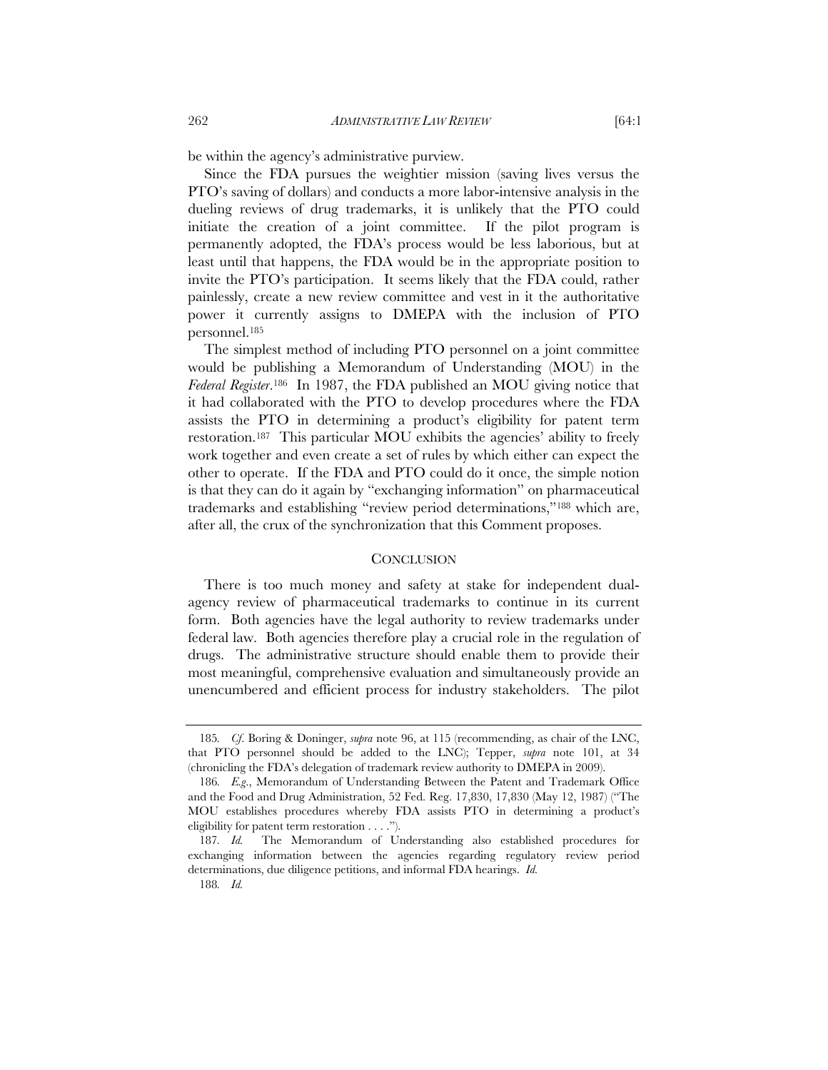be within the agency's administrative purview.

Since the FDA pursues the weightier mission (saving lives versus the PTO's saving of dollars) and conducts a more labor-intensive analysis in the dueling reviews of drug trademarks, it is unlikely that the PTO could initiate the creation of a joint committee. If the pilot program is permanently adopted, the FDA's process would be less laborious, but at least until that happens, the FDA would be in the appropriate position to invite the PTO's participation. It seems likely that the FDA could, rather painlessly, create a new review committee and vest in it the authoritative power it currently assigns to DMEPA with the inclusion of PTO personnel.[185]

The simplest method of including PTO personnel on a joint committee would be publishing a Memorandum of Understanding (MOU) in the *Federal Register*.[186] In 1987, the FDA published an MOU giving notice that it had collaborated with the PTO to develop procedures where the FDA assists the PTO in determining a product's eligibility for patent term restoration.[187] This particular MOU exhibits the agencies' ability to freely work together and even create a set of rules by which either can expect the other to operate. If the FDA and PTO could do it once, the simple notion is that they can do it again by "exchanging information" on pharmaceutical trademarks and establishing "review period determinations,"[188] which are, after all, the crux of the synchronization that this Comment proposes.

## CONCLUSION

There is too much money and safety at stake for independent dual-agency review of pharmaceutical trademarks to continue in its current form. Both agencies have the legal authority to review trademarks under federal law. Both agencies therefore play a crucial role in the regulation of drugs. The administrative structure should enable them to provide their most meaningful, comprehensive evaluation and simultaneously provide an unencumbered and efficient process for industry stakeholders. The pilot

---

185. *Cf.* Boring & Doninger, *supra* note 96, at 115 (recommending, as chair of the LNC, that PTO personnel should be added to the LNC); Tepper, *supra* note 101, at 34 (chronicling the FDA's delegation of trademark review authority to DMEPA in 2009).

186. *E.g.*, Memorandum of Understanding Between the Patent and Trademark Office and the Food and Drug Administration, 52 Fed. Reg. 17,830, 17,830 (May 12, 1987) ("The MOU establishes procedures whereby FDA assists PTO in determining a product's eligibility for patent term restoration . . . .").

187. *Id.* The Memorandum of Understanding also established procedures for exchanging information between the agencies regarding regulatory review period determinations, due diligence petitions, and informal FDA hearings. *Id.*

188. *Id.*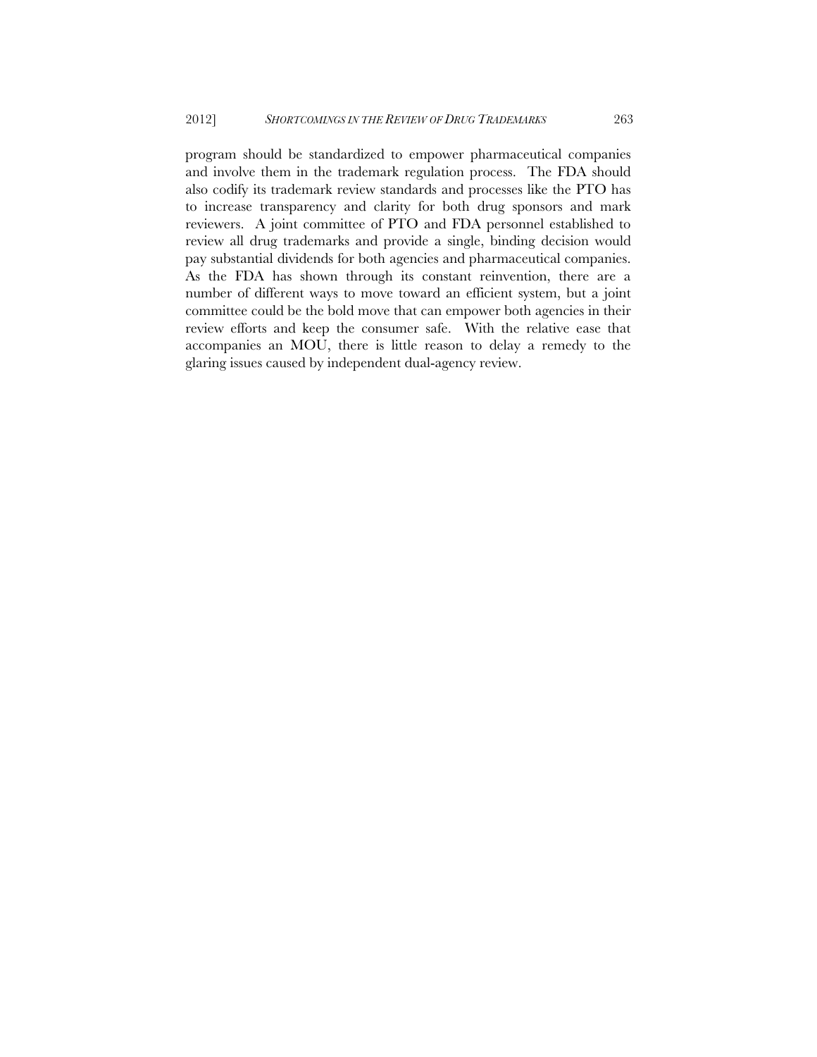program should be standardized to empower pharmaceutical companies and involve them in the trademark regulation process. The FDA should also codify its trademark review standards and processes like the PTO has to increase transparency and clarity for both drug sponsors and mark reviewers. A joint committee of PTO and FDA personnel established to review all drug trademarks and provide a single, binding decision would pay substantial dividends for both agencies and pharmaceutical companies. As the FDA has shown through its constant reinvention, there are a number of different ways to move toward an efficient system, but a joint committee could be the bold move that can empower both agencies in their review efforts and keep the consumer safe. With the relative ease that accompanies an MOU, there is little reason to delay a remedy to the glaring issues caused by independent dual-agency review.